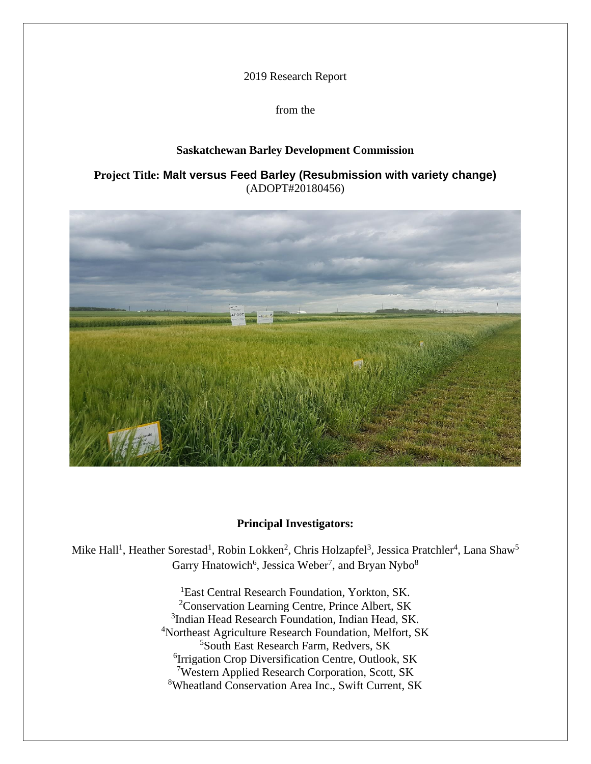2019 Research Report

from the

**Saskatchewan Barley Development Commission**

**Project Title: Malt versus Feed Barley (Resubmission with variety change)**
(ADOPT#20180456)

**Principal Investigators:**

Mike Hall[1], Heather Sorestad[1], Robin Lokken[2], Chris Holzapfel[3], Jessica Pratchler[4], Lana Shaw[5] Garry Hnatowich[6], Jessica Weber[7], and Bryan Nybo[8]

[1]East Central Research Foundation, Yorkton, SK.
[2]Conservation Learning Centre, Prince Albert, SK
[3]Indian Head Research Foundation, Indian Head, SK.
[4]Northeast Agriculture Research Foundation, Melfort, SK
[5]South East Research Farm, Redvers, SK
[6]Irrigation Crop Diversification Centre, Outlook, SK
[7]Western Applied Research Corporation, Scott, SK
[8]Wheatland Conservation Area Inc., Swift Current, SK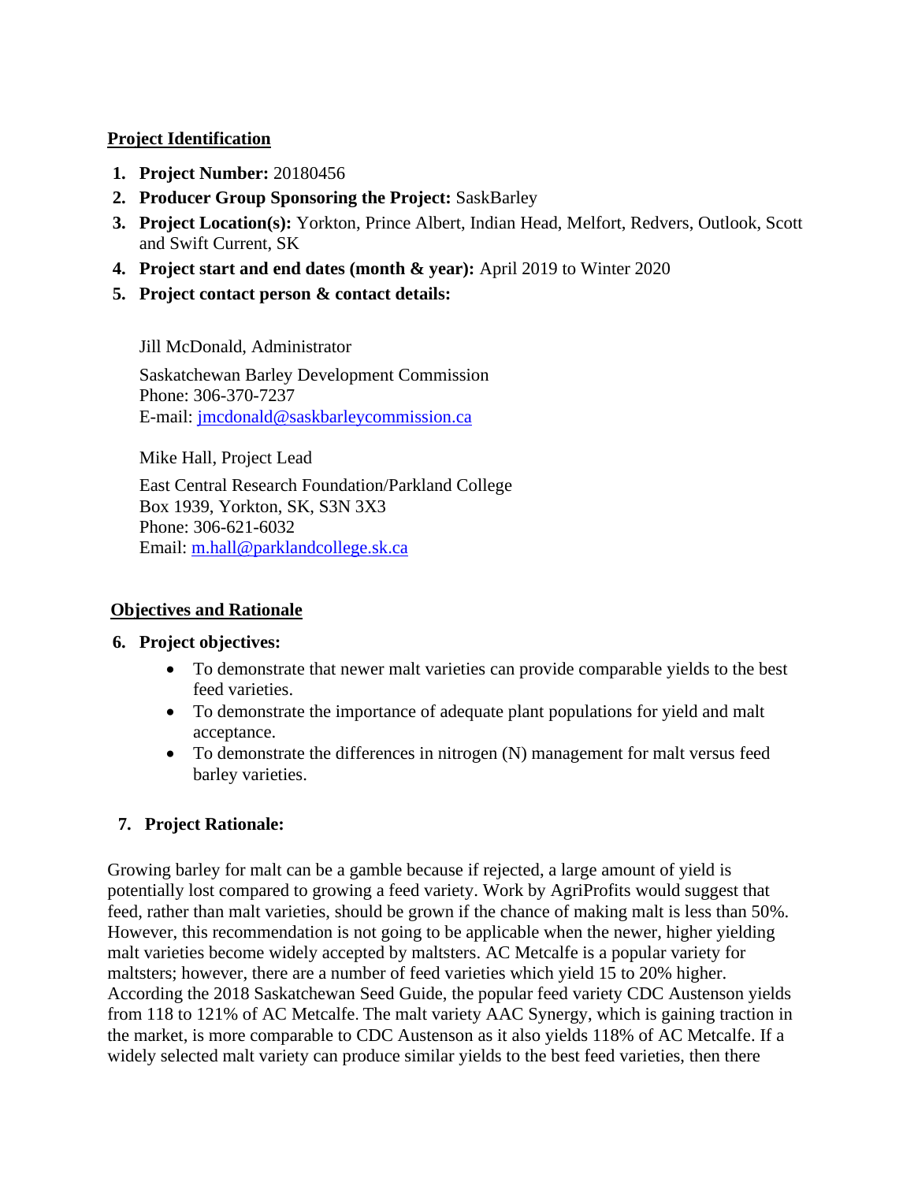## Project Identification

1. **Project Number:** 20180456
2. **Producer Group Sponsoring the Project:** SaskBarley
3. **Project Location(s):** Yorkton, Prince Albert, Indian Head, Melfort, Redvers, Outlook, Scott and Swift Current, SK
4. **Project start and end dates (month & year):** April 2019 to Winter 2020
5. **Project contact person & contact details:**

Jill McDonald, Administrator

Saskatchewan Barley Development Commission
Phone: 306-370-7237
E-mail: jmcdonald@saskbarleycommission.ca

Mike Hall, Project Lead

East Central Research Foundation/Parkland College
Box 1939, Yorkton, SK, S3N 3X3
Phone: 306-621-6032
Email: m.hall@parklandcollege.sk.ca

## Objectives and Rationale

6. **Project objectives:**
   - To demonstrate that newer malt varieties can provide comparable yields to the best feed varieties.
   - To demonstrate the importance of adequate plant populations for yield and malt acceptance.
   - To demonstrate the differences in nitrogen (N) management for malt versus feed barley varieties.

7. **Project Rationale:**

Growing barley for malt can be a gamble because if rejected, a large amount of yield is potentially lost compared to growing a feed variety. Work by AgriProfits would suggest that feed, rather than malt varieties, should be grown if the chance of making malt is less than 50%. However, this recommendation is not going to be applicable when the newer, higher yielding malt varieties become widely accepted by maltsters. AC Metcalfe is a popular variety for maltsters; however, there are a number of feed varieties which yield 15 to 20% higher. According the 2018 Saskatchewan Seed Guide, the popular feed variety CDC Austenson yields from 118 to 121% of AC Metcalfe. The malt variety AAC Synergy, which is gaining traction in the market, is more comparable to CDC Austenson as it also yields 118% of AC Metcalfe. If a widely selected malt variety can produce similar yields to the best feed varieties, then there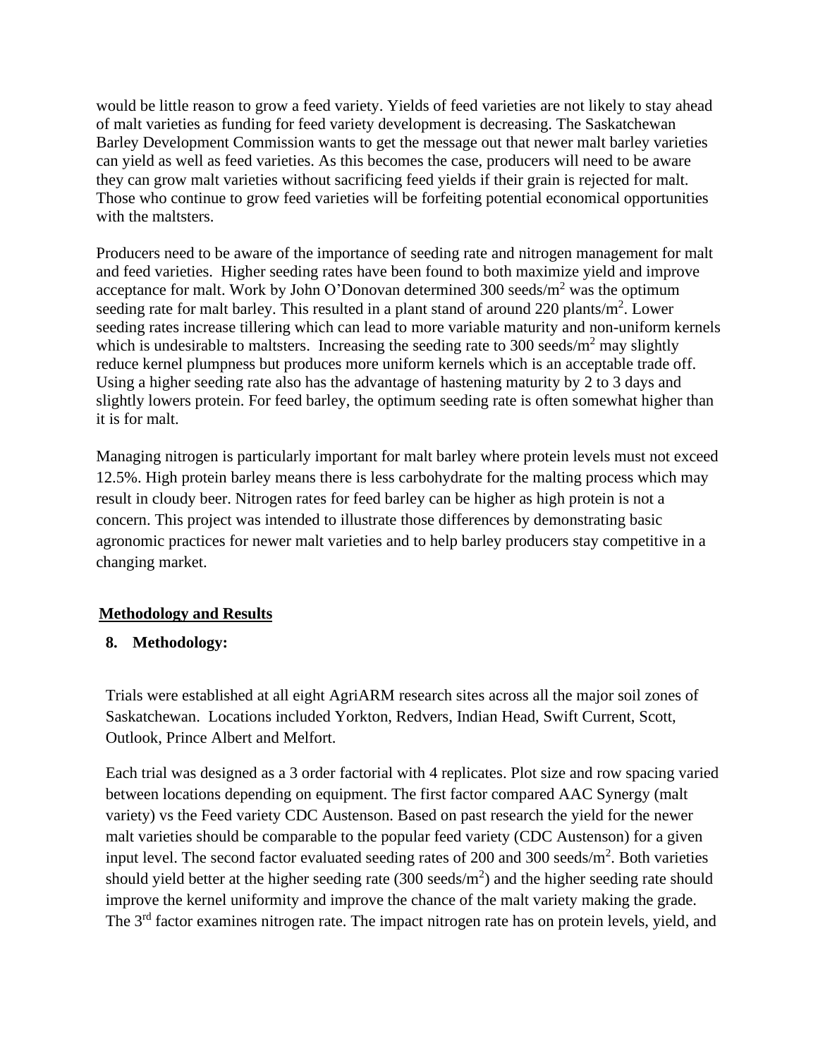would be little reason to grow a feed variety. Yields of feed varieties are not likely to stay ahead of malt varieties as funding for feed variety development is decreasing. The Saskatchewan Barley Development Commission wants to get the message out that newer malt barley varieties can yield as well as feed varieties. As this becomes the case, producers will need to be aware they can grow malt varieties without sacrificing feed yields if their grain is rejected for malt. Those who continue to grow feed varieties will be forfeiting potential economical opportunities with the maltsters.

Producers need to be aware of the importance of seeding rate and nitrogen management for malt and feed varieties. Higher seeding rates have been found to both maximize yield and improve acceptance for malt. Work by John O'Donovan determined 300 seeds/$m^2$ was the optimum seeding rate for malt barley. This resulted in a plant stand of around 220 plants/$m^2$. Lower seeding rates increase tillering which can lead to more variable maturity and non-uniform kernels which is undesirable to maltsters. Increasing the seeding rate to 300 seeds/$m^2$ may slightly reduce kernel plumpness but produces more uniform kernels which is an acceptable trade off. Using a higher seeding rate also has the advantage of hastening maturity by 2 to 3 days and slightly lowers protein. For feed barley, the optimum seeding rate is often somewhat higher than it is for malt.

Managing nitrogen is particularly important for malt barley where protein levels must not exceed 12.5%. High protein barley means there is less carbohydrate for the malting process which may result in cloudy beer. Nitrogen rates for feed barley can be higher as high protein is not a concern. This project was intended to illustrate those differences by demonstrating basic agronomic practices for newer malt varieties and to help barley producers stay competitive in a changing market.

## Methodology and Results

### 8. Methodology:

Trials were established at all eight AgriARM research sites across all the major soil zones of Saskatchewan. Locations included Yorkton, Redvers, Indian Head, Swift Current, Scott, Outlook, Prince Albert and Melfort.

Each trial was designed as a 3 order factorial with 4 replicates. Plot size and row spacing varied between locations depending on equipment. The first factor compared AAC Synergy (malt variety) vs the Feed variety CDC Austenson. Based on past research the yield for the newer malt varieties should be comparable to the popular feed variety (CDC Austenson) for a given input level. The second factor evaluated seeding rates of 200 and 300 seeds/$m^2$. Both varieties should yield better at the higher seeding rate (300 seeds/$m^2$) and the higher seeding rate should improve the kernel uniformity and improve the chance of the malt variety making the grade. The 3rd factor examines nitrogen rate. The impact nitrogen rate has on protein levels, yield, and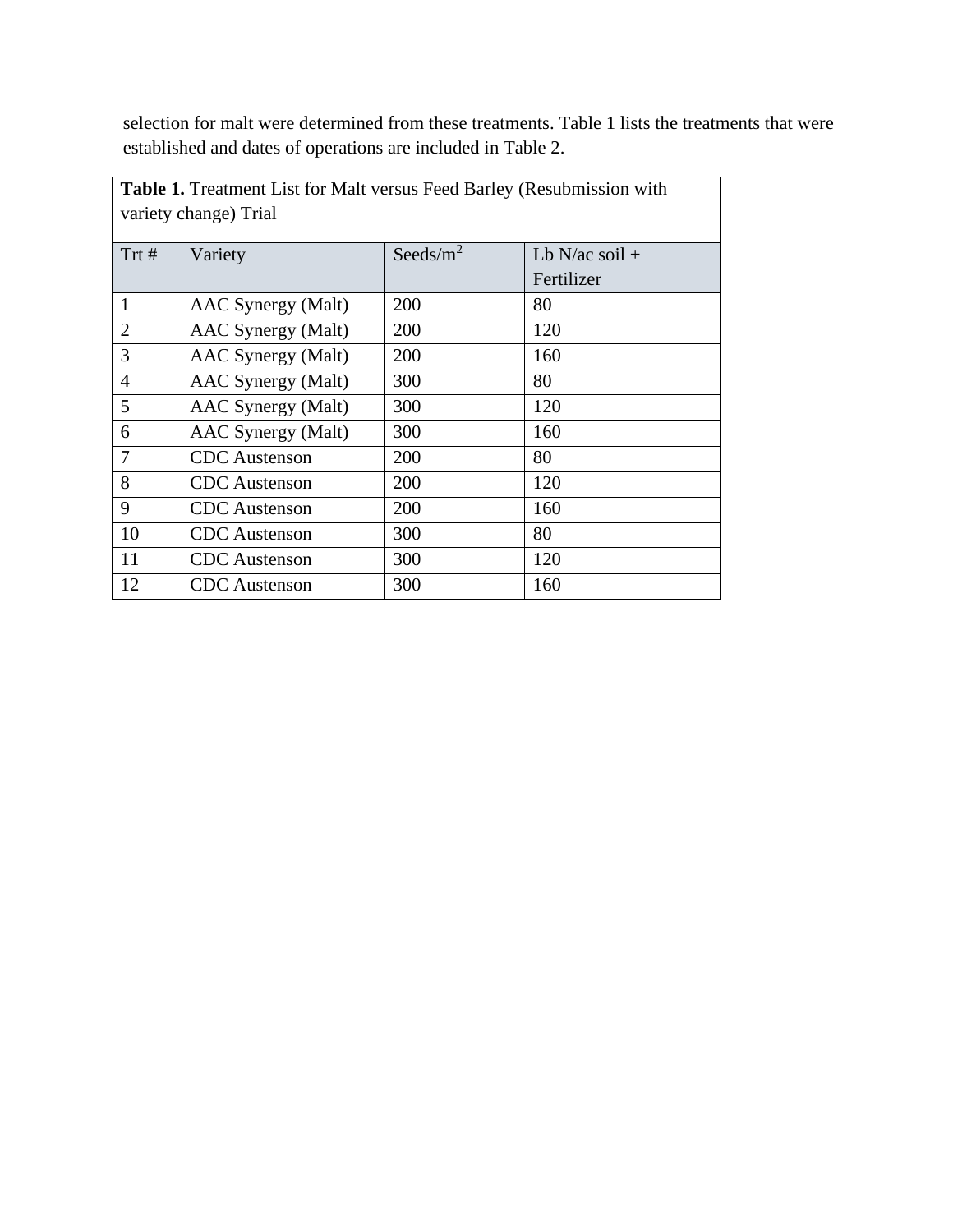selection for malt were determined from these treatments. Table 1 lists the treatments that were established and dates of operations are included in Table 2.

**Table 1.** Treatment List for Malt versus Feed Barley (Resubmission with variety change) Trial

| Trt # | Variety | Seeds/m$^2$ | Lb N/ac soil + Fertilizer |
|---|---|---|---|
| 1 | AAC Synergy (Malt) | 200 | 80 |
| 2 | AAC Synergy (Malt) | 200 | 120 |
| 3 | AAC Synergy (Malt) | 200 | 160 |
| 4 | AAC Synergy (Malt) | 300 | 80 |
| 5 | AAC Synergy (Malt) | 300 | 120 |
| 6 | AAC Synergy (Malt) | 300 | 160 |
| 7 | CDC Austenson | 200 | 80 |
| 8 | CDC Austenson | 200 | 120 |
| 9 | CDC Austenson | 200 | 160 |
| 10 | CDC Austenson | 300 | 80 |
| 11 | CDC Austenson | 300 | 120 |
| 12 | CDC Austenson | 300 | 160 |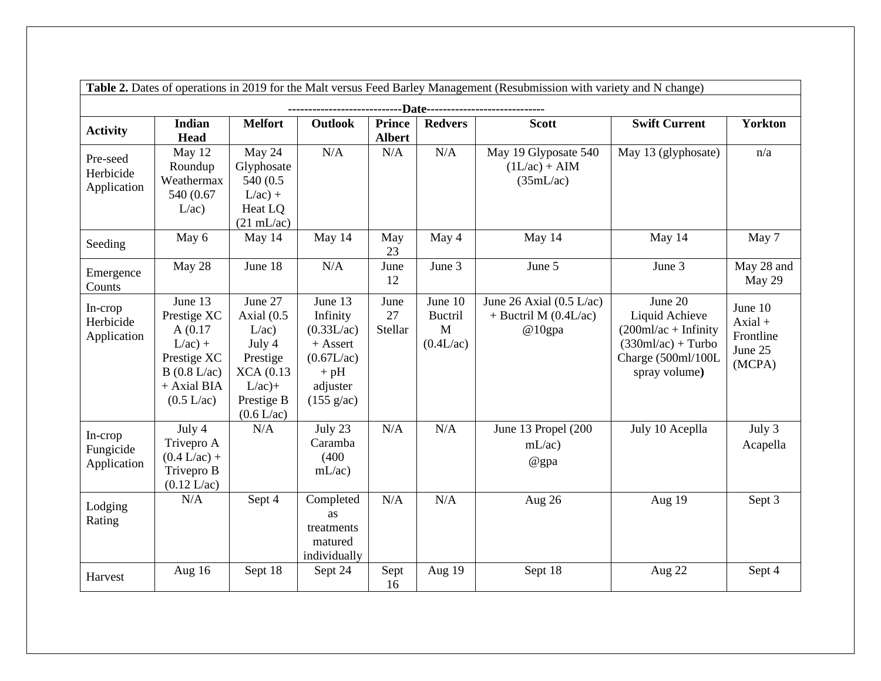**Table 2.** Dates of operations in 2019 for the Malt versus Feed Barley Management (Resubmission with variety and N change)

| | ----------------------------Date----------------------------- | | | | | | | |
|---|---|---|---|---|---|---|---|---|
| **Activity** | **Indian Head** | **Melfort** | **Outlook** | **Prince Albert** | **Redvers** | **Scott** | **Swift Current** | **Yorkton** |
| Pre-seed Herbicide Application | May 12 Roundup Weathermax 540 (0.67 L/ac) | May 24 Glyphosate 540 (0.5 L/ac) + Heat LQ (21 mL/ac) | N/A | N/A | N/A | May 19 Glyposate 540 (1L/ac) + AIM (35mL/ac) | May 13 (glyphosate) | n/a |
| Seeding | May 6 | May 14 | May 14 | May 23 | May 4 | May 14 | May 14 | May 7 |
| Emergence Counts | May 28 | June 18 | N/A | June 12 | June 3 | June 5 | June 3 | May 28 and May 29 |
| In-crop Herbicide Application | June 13 Prestige XC A (0.17 L/ac) + Prestige XC B (0.8 L/ac) + Axial BIA (0.5 L/ac) | June 27 Axial (0.5 L/ac) July 4 Prestige XCA (0.13 L/ac)+ Prestige B (0.6 L/ac) | June 13 Infinity (0.33L/ac) + Assert (0.67L/ac) + pH adjuster (155 g/ac) | June 27 Stellar | June 10 Buctril M (0.4L/ac) | June 26 Axial (0.5 L/ac) + Buctril M (0.4L/ac) @10gpa | June 20 Liquid Achieve (200ml/ac + Infinity (330ml/ac) + Turbo Charge (500ml/100L spray volume**)** | June 10 Axial + Frontline June 25 (MCPA) |
| In-crop Fungicide Application | July 4 Trivepro A (0.4 L/ac) + Trivepro B (0.12 L/ac) | N/A | July 23 Caramba (400 mL/ac) | N/A | N/A | June 13 Propel (200 mL/ac) @gpa | July 10 Aceplla | July 3 Acapella |
| Lodging Rating | N/A | Sept 4 | Completed as treatments matured individually | N/A | N/A | Aug 26 | Aug 19 | Sept 3 |
| Harvest | Aug 16 | Sept 18 | Sept 24 | Sept 16 | Aug 19 | Sept 18 | Aug 22 | Sept 4 |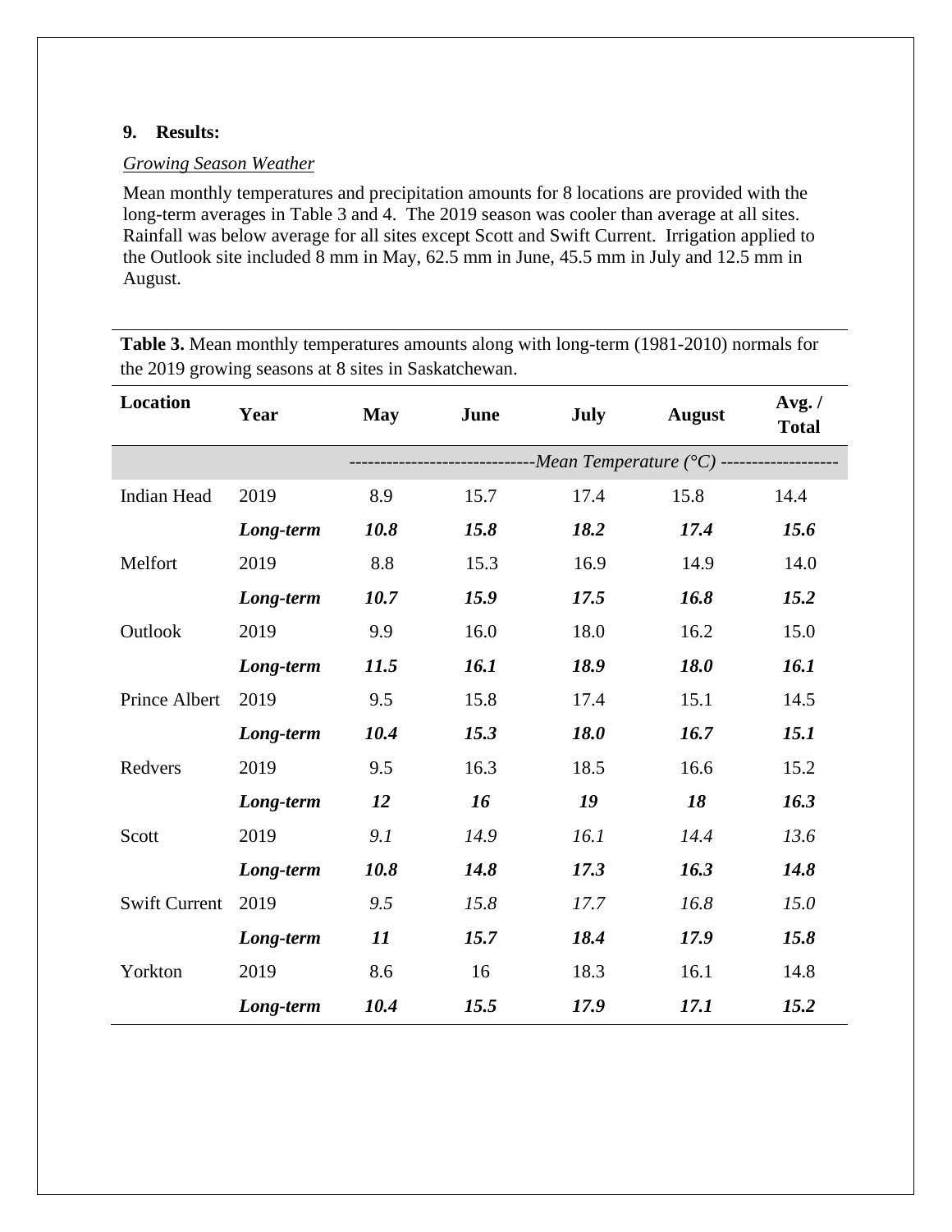**9. Results:**

*Growing Season Weather*

Mean monthly temperatures and precipitation amounts for 8 locations are provided with the long-term averages in Table 3 and 4. The 2019 season was cooler than average at all sites. Rainfall was below average for all sites except Scott and Swift Current. Irrigation applied to the Outlook site included 8 mm in May, 62.5 mm in June, 45.5 mm in July and 12.5 mm in August.

**Table 3.** Mean monthly temperatures amounts along with long-term (1981-2010) normals for the 2019 growing seasons at 8 sites in Saskatchewan.

| Location | Year | May | June | July | August | Avg. / Total |
|---|---|---|---|---|---|---|
| | | -----------------------------*Mean Temperature (°C)* | | | | ------------------- |
| Indian Head | 2019 | 8.9 | 15.7 | 17.4 | 15.8 | 14.4 |
| | ***Long-term*** | ***10.8*** | ***15.8*** | ***18.2*** | ***17.4*** | ***15.6*** |
| Melfort | 2019 | 8.8 | 15.3 | 16.9 | 14.9 | 14.0 |
| | ***Long-term*** | ***10.7*** | ***15.9*** | ***17.5*** | ***16.8*** | ***15.2*** |
| Outlook | 2019 | 9.9 | 16.0 | 18.0 | 16.2 | 15.0 |
| | ***Long-term*** | ***11.5*** | ***16.1*** | ***18.9*** | ***18.0*** | ***16.1*** |
| Prince Albert | 2019 | 9.5 | 15.8 | 17.4 | 15.1 | 14.5 |
| | ***Long-term*** | ***10.4*** | ***15.3*** | ***18.0*** | ***16.7*** | ***15.1*** |
| Redvers | 2019 | 9.5 | 16.3 | 18.5 | 16.6 | 15.2 |
| | ***Long-term*** | ***12*** | ***16*** | ***19*** | ***18*** | ***16.3*** |
| Scott | 2019 | *9.1* | *14.9* | *16.1* | *14.4* | *13.6* |
| | ***Long-term*** | ***10.8*** | ***14.8*** | ***17.3*** | ***16.3*** | ***14.8*** |
| Swift Current | 2019 | *9.5* | *15.8* | *17.7* | *16.8* | *15.0* |
| | ***Long-term*** | ***11*** | ***15.7*** | ***18.4*** | ***17.9*** | ***15.8*** |
| Yorkton | 2019 | 8.6 | 16 | 18.3 | 16.1 | 14.8 |
| | ***Long-term*** | ***10.4*** | ***15.5*** | ***17.9*** | ***17.1*** | ***15.2*** |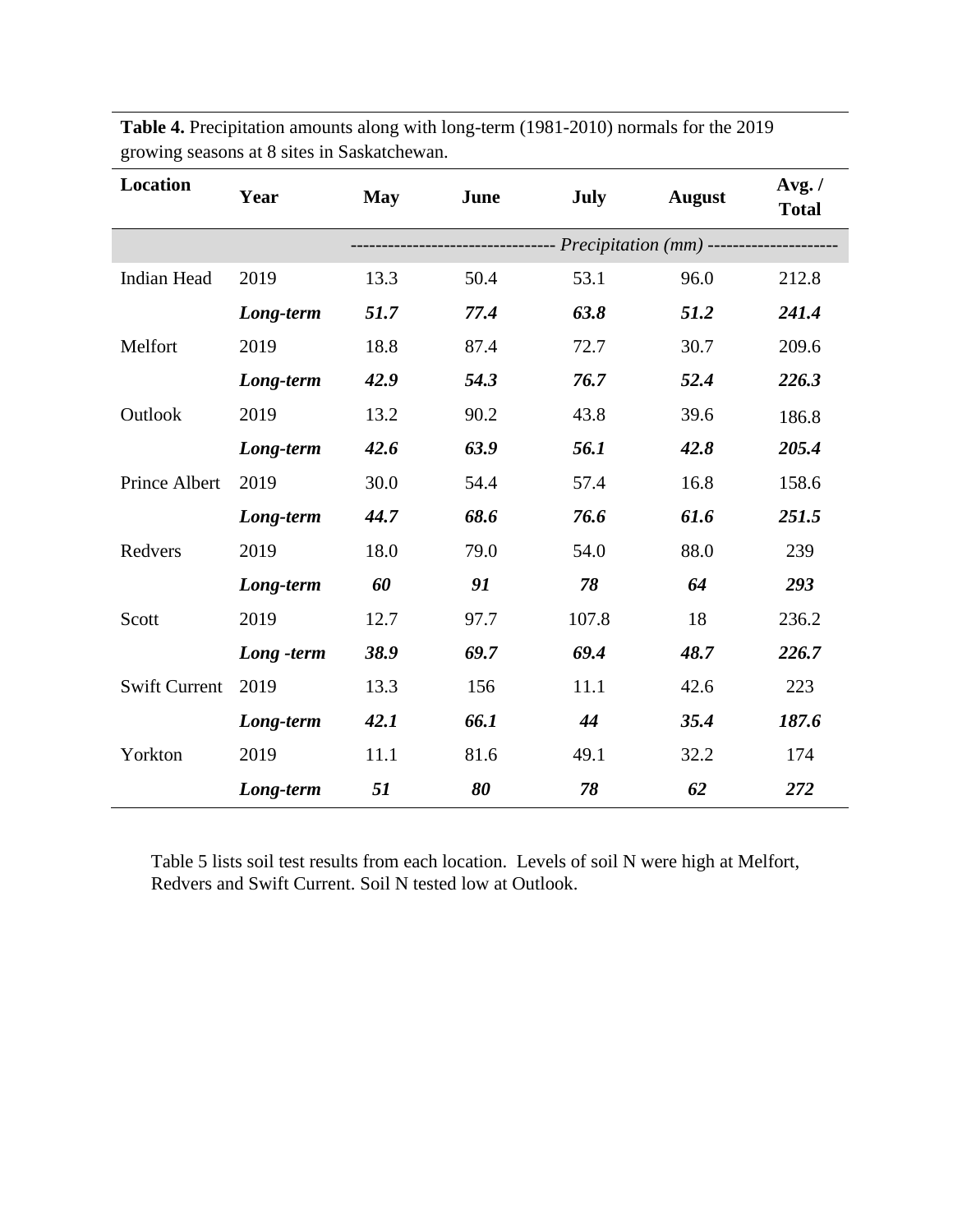**Table 4.** Precipitation amounts along with long-term (1981-2010) normals for the 2019 growing seasons at 8 sites in Saskatchewan.

| Location | Year | May | June | July | August | Avg. / Total |
|---|---|---|---|---|---|---|
| | | *--------------------------------- Precipitation (mm) ---------------------* | | | | |
| Indian Head | 2019 | 13.3 | 50.4 | 53.1 | 96.0 | 212.8 |
| | ***Long-term*** | ***51.7*** | ***77.4*** | ***63.8*** | ***51.2*** | ***241.4*** |
| Melfort | 2019 | 18.8 | 87.4 | 72.7 | 30.7 | 209.6 |
| | ***Long-term*** | ***42.9*** | ***54.3*** | ***76.7*** | ***52.4*** | ***226.3*** |
| Outlook | 2019 | 13.2 | 90.2 | 43.8 | 39.6 | 186.8 |
| | ***Long-term*** | ***42.6*** | ***63.9*** | ***56.1*** | ***42.8*** | ***205.4*** |
| Prince Albert | 2019 | 30.0 | 54.4 | 57.4 | 16.8 | 158.6 |
| | ***Long-term*** | ***44.7*** | ***68.6*** | ***76.6*** | ***61.6*** | ***251.5*** |
| Redvers | 2019 | 18.0 | 79.0 | 54.0 | 88.0 | 239 |
| | ***Long-term*** | ***60*** | ***91*** | ***78*** | ***64*** | ***293*** |
| Scott | 2019 | 12.7 | 97.7 | 107.8 | 18 | 236.2 |
| | ***Long -term*** | ***38.9*** | ***69.7*** | ***69.4*** | ***48.7*** | ***226.7*** |
| Swift Current | 2019 | 13.3 | 156 | 11.1 | 42.6 | 223 |
| | ***Long-term*** | ***42.1*** | ***66.1*** | ***44*** | ***35.4*** | ***187.6*** |
| Yorkton | 2019 | 11.1 | 81.6 | 49.1 | 32.2 | 174 |
| | ***Long-term*** | ***51*** | ***80*** | ***78*** | ***62*** | ***272*** |

Table 5 lists soil test results from each location. Levels of soil N were high at Melfort, Redvers and Swift Current. Soil N tested low at Outlook.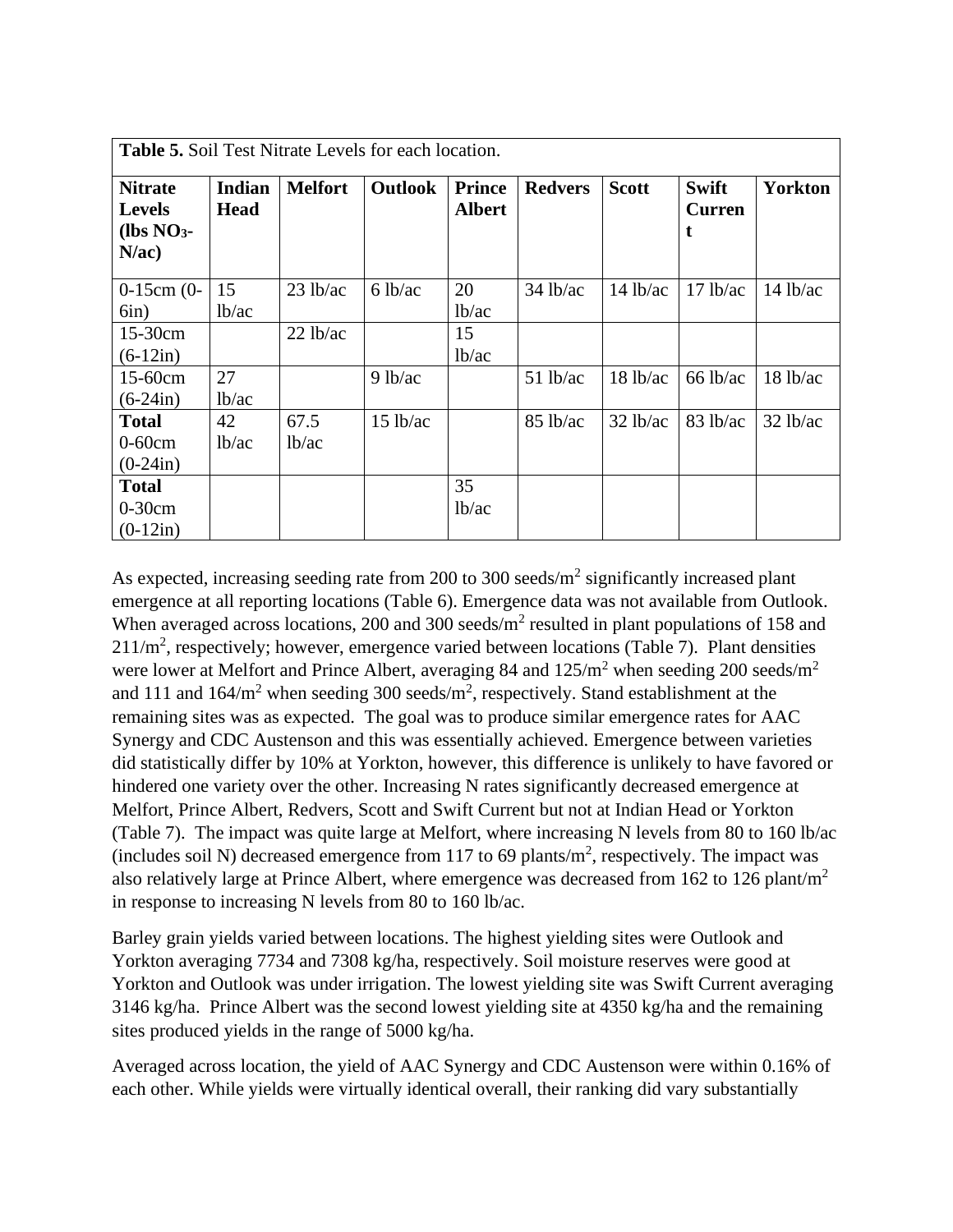| **Table 5.** Soil Test Nitrate Levels for each location. | | | | | | | | |
|---|---|---|---|---|---|---|---|---|
| **Nitrate Levels (lbs $NO_3$-N/ac)** | **Indian Head** | **Melfort** | **Outlook** | **Prince Albert** | **Redvers** | **Scott** | **Swift Current** | **Yorkton** |
| 0-15cm (0-6in) | 15 lb/ac | 23 lb/ac | 6 lb/ac | 20 lb/ac | 34 lb/ac | 14 lb/ac | 17 lb/ac | 14 lb/ac |
| 15-30cm (6-12in) | | 22 lb/ac | | 15 lb/ac | | | | |
| 15-60cm (6-24in) | 27 lb/ac | | 9 lb/ac | | 51 lb/ac | 18 lb/ac | 66 lb/ac | 18 lb/ac |
| **Total** 0-60cm (0-24in) | 42 lb/ac | 67.5 lb/ac | 15 lb/ac | | 85 lb/ac | 32 lb/ac | 83 lb/ac | 32 lb/ac |
| **Total** 0-30cm (0-12in) | | | | 35 lb/ac | | | | |

As expected, increasing seeding rate from 200 to 300 seeds/$m^2$ significantly increased plant emergence at all reporting locations (Table 6). Emergence data was not available from Outlook. When averaged across locations, 200 and 300 seeds/$m^2$ resulted in plant populations of 158 and 211/$m^2$, respectively; however, emergence varied between locations (Table 7). Plant densities were lower at Melfort and Prince Albert, averaging 84 and 125/$m^2$ when seeding 200 seeds/$m^2$ and 111 and 164/$m^2$ when seeding 300 seeds/$m^2$, respectively. Stand establishment at the remaining sites was as expected. The goal was to produce similar emergence rates for AAC Synergy and CDC Austenson and this was essentially achieved. Emergence between varieties did statistically differ by 10% at Yorkton, however, this difference is unlikely to have favored or hindered one variety over the other. Increasing N rates significantly decreased emergence at Melfort, Prince Albert, Redvers, Scott and Swift Current but not at Indian Head or Yorkton (Table 7). The impact was quite large at Melfort, where increasing N levels from 80 to 160 lb/ac (includes soil N) decreased emergence from 117 to 69 plants/$m^2$, respectively. The impact was also relatively large at Prince Albert, where emergence was decreased from 162 to 126 plant/$m^2$ in response to increasing N levels from 80 to 160 lb/ac.

Barley grain yields varied between locations. The highest yielding sites were Outlook and Yorkton averaging 7734 and 7308 kg/ha, respectively. Soil moisture reserves were good at Yorkton and Outlook was under irrigation. The lowest yielding site was Swift Current averaging 3146 kg/ha. Prince Albert was the second lowest yielding site at 4350 kg/ha and the remaining sites produced yields in the range of 5000 kg/ha.

Averaged across location, the yield of AAC Synergy and CDC Austenson were within 0.16% of each other. While yields were virtually identical overall, their ranking did vary substantially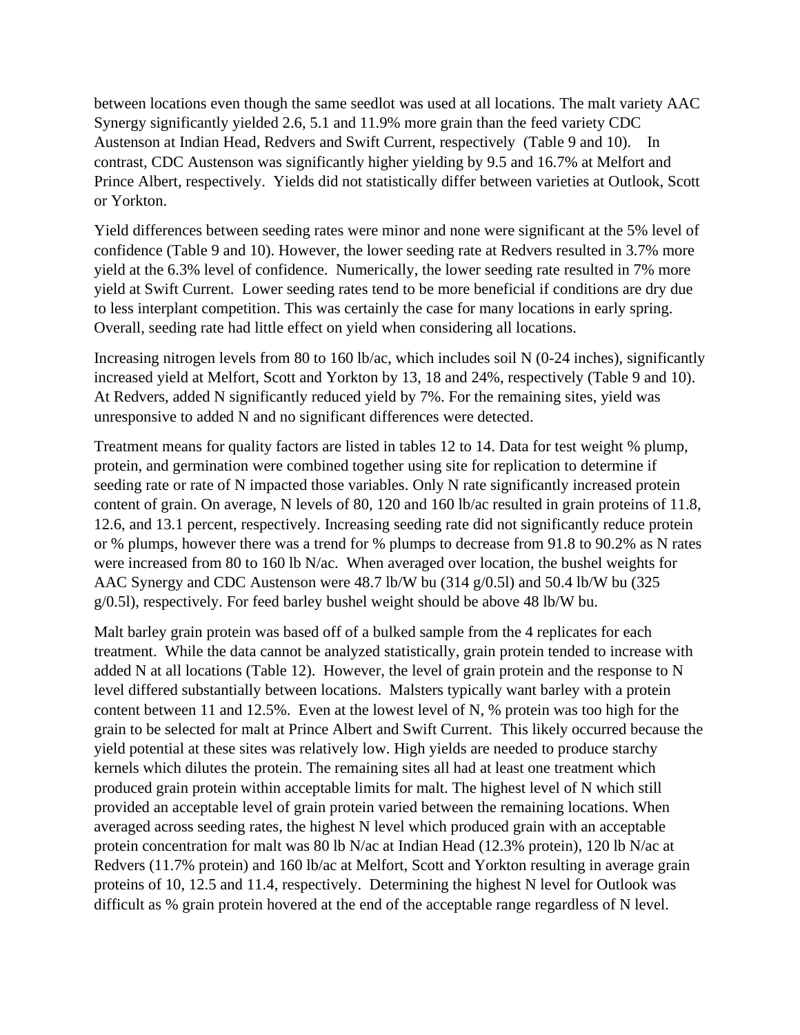between locations even though the same seedlot was used at all locations. The malt variety AAC Synergy significantly yielded 2.6, 5.1 and 11.9% more grain than the feed variety CDC Austenson at Indian Head, Redvers and Swift Current, respectively (Table 9 and 10). In contrast, CDC Austenson was significantly higher yielding by 9.5 and 16.7% at Melfort and Prince Albert, respectively. Yields did not statistically differ between varieties at Outlook, Scott or Yorkton.

Yield differences between seeding rates were minor and none were significant at the 5% level of confidence (Table 9 and 10). However, the lower seeding rate at Redvers resulted in 3.7% more yield at the 6.3% level of confidence. Numerically, the lower seeding rate resulted in 7% more yield at Swift Current. Lower seeding rates tend to be more beneficial if conditions are dry due to less interplant competition. This was certainly the case for many locations in early spring. Overall, seeding rate had little effect on yield when considering all locations.

Increasing nitrogen levels from 80 to 160 lb/ac, which includes soil N (0-24 inches), significantly increased yield at Melfort, Scott and Yorkton by 13, 18 and 24%, respectively (Table 9 and 10). At Redvers, added N significantly reduced yield by 7%. For the remaining sites, yield was unresponsive to added N and no significant differences were detected.

Treatment means for quality factors are listed in tables 12 to 14. Data for test weight % plump, protein, and germination were combined together using site for replication to determine if seeding rate or rate of N impacted those variables. Only N rate significantly increased protein content of grain. On average, N levels of 80, 120 and 160 lb/ac resulted in grain proteins of 11.8, 12.6, and 13.1 percent, respectively. Increasing seeding rate did not significantly reduce protein or % plumps, however there was a trend for % plumps to decrease from 91.8 to 90.2% as N rates were increased from 80 to 160 lb N/ac. When averaged over location, the bushel weights for AAC Synergy and CDC Austenson were 48.7 lb/W bu (314 g/0.5l) and 50.4 lb/W bu (325 g/0.5l), respectively. For feed barley bushel weight should be above 48 lb/W bu.

Malt barley grain protein was based off of a bulked sample from the 4 replicates for each treatment. While the data cannot be analyzed statistically, grain protein tended to increase with added N at all locations (Table 12). However, the level of grain protein and the response to N level differed substantially between locations. Malsters typically want barley with a protein content between 11 and 12.5%. Even at the lowest level of N, % protein was too high for the grain to be selected for malt at Prince Albert and Swift Current. This likely occurred because the yield potential at these sites was relatively low. High yields are needed to produce starchy kernels which dilutes the protein. The remaining sites all had at least one treatment which produced grain protein within acceptable limits for malt. The highest level of N which still provided an acceptable level of grain protein varied between the remaining locations. When averaged across seeding rates, the highest N level which produced grain with an acceptable protein concentration for malt was 80 lb N/ac at Indian Head (12.3% protein), 120 lb N/ac at Redvers (11.7% protein) and 160 lb/ac at Melfort, Scott and Yorkton resulting in average grain proteins of 10, 12.5 and 11.4, respectively. Determining the highest N level for Outlook was difficult as % grain protein hovered at the end of the acceptable range regardless of N level.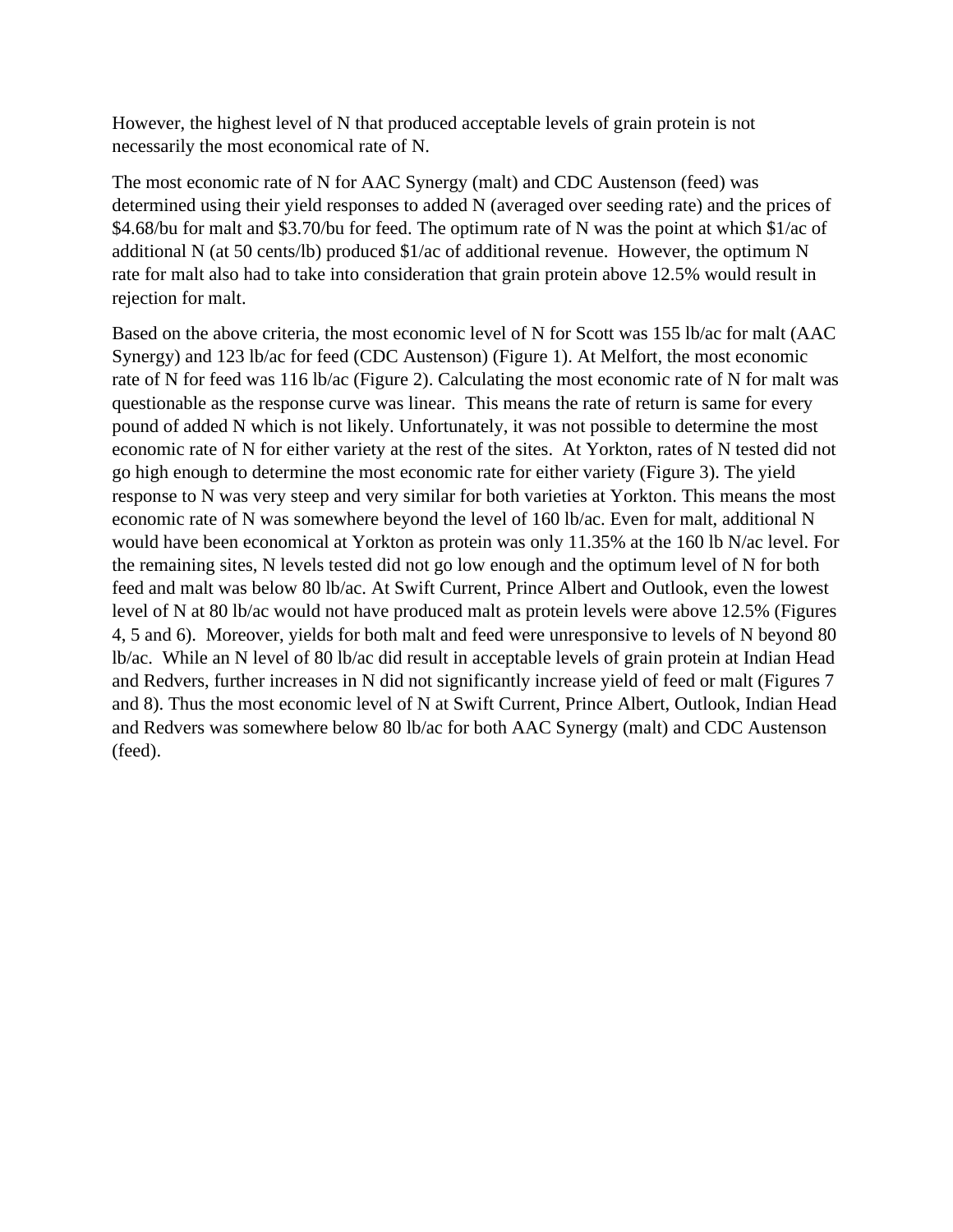However, the highest level of N that produced acceptable levels of grain protein is not necessarily the most economical rate of N.

The most economic rate of N for AAC Synergy (malt) and CDC Austenson (feed) was determined using their yield responses to added N (averaged over seeding rate) and the prices of $4.68/bu for malt and $3.70/bu for feed. The optimum rate of N was the point at which $1/ac of additional N (at 50 cents/lb) produced $1/ac of additional revenue. However, the optimum N rate for malt also had to take into consideration that grain protein above 12.5% would result in rejection for malt.

Based on the above criteria, the most economic level of N for Scott was 155 lb/ac for malt (AAC Synergy) and 123 lb/ac for feed (CDC Austenson) (Figure 1). At Melfort, the most economic rate of N for feed was 116 lb/ac (Figure 2). Calculating the most economic rate of N for malt was questionable as the response curve was linear. This means the rate of return is same for every pound of added N which is not likely. Unfortunately, it was not possible to determine the most economic rate of N for either variety at the rest of the sites. At Yorkton, rates of N tested did not go high enough to determine the most economic rate for either variety (Figure 3). The yield response to N was very steep and very similar for both varieties at Yorkton. This means the most economic rate of N was somewhere beyond the level of 160 lb/ac. Even for malt, additional N would have been economical at Yorkton as protein was only 11.35% at the 160 lb N/ac level. For the remaining sites, N levels tested did not go low enough and the optimum level of N for both feed and malt was below 80 lb/ac. At Swift Current, Prince Albert and Outlook, even the lowest level of N at 80 lb/ac would not have produced malt as protein levels were above 12.5% (Figures 4, 5 and 6). Moreover, yields for both malt and feed were unresponsive to levels of N beyond 80 lb/ac. While an N level of 80 lb/ac did result in acceptable levels of grain protein at Indian Head and Redvers, further increases in N did not significantly increase yield of feed or malt (Figures 7 and 8). Thus the most economic level of N at Swift Current, Prince Albert, Outlook, Indian Head and Redvers was somewhere below 80 lb/ac for both AAC Synergy (malt) and CDC Austenson (feed).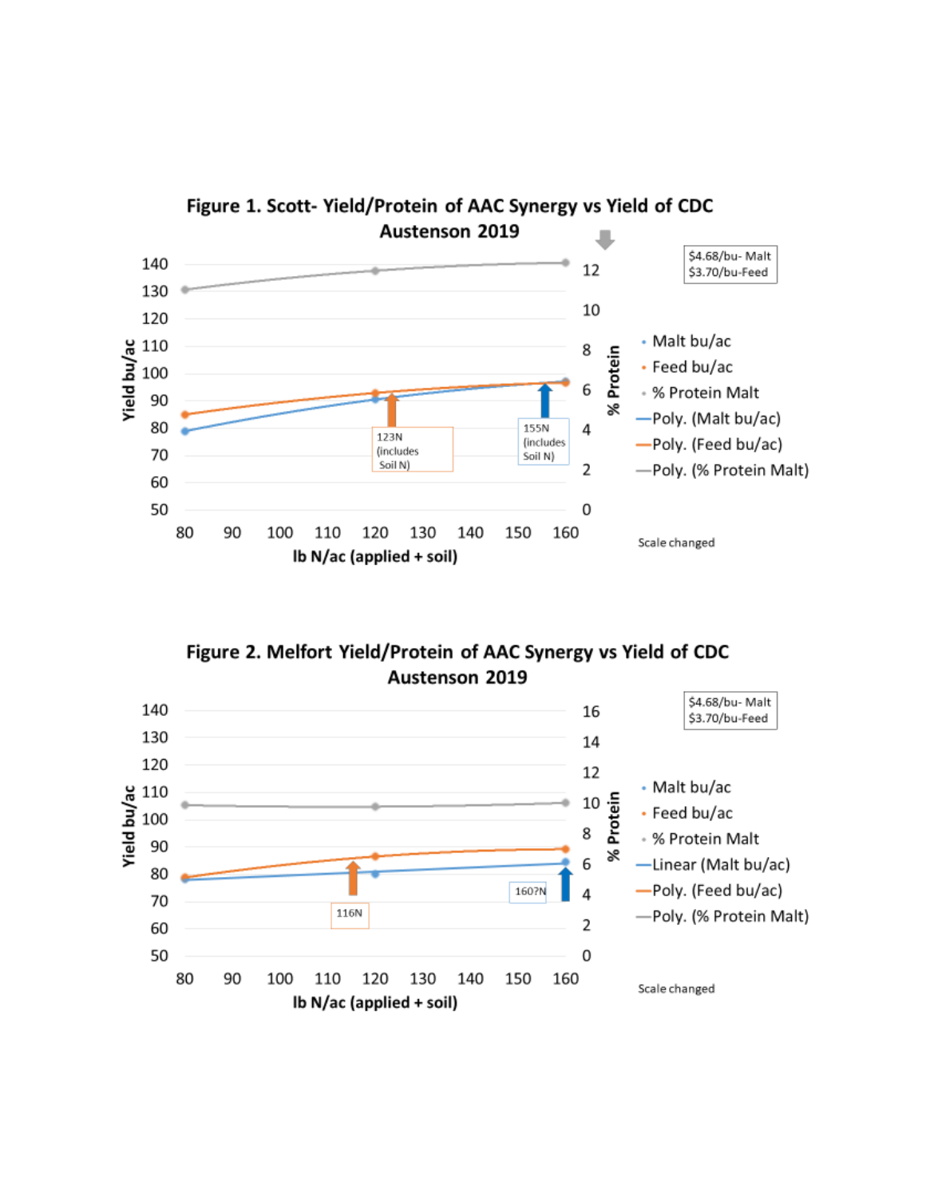**Figure 1. Scott- Yield/Protein of AAC Synergy vs Yield of CDC Austenson 2019**

$4.68/bu- Malt
$3.70/bu-Feed

123N (includes Soil N)

155N (includes Soil N)

Yield bu/ac: 50, 60, 70, 80, 90, 100, 110, 120, 130, 140

% Protein: 0, 2, 4, 6, 8, 10, 12

lb N/ac (applied + soil): 80, 90, 100, 110, 120, 130, 140, 150, 160

- Malt bu/ac
- Feed bu/ac
- % Protein Malt
- Poly. (Malt bu/ac)
- Poly. (Feed bu/ac)
- Poly. (% Protein Malt)

Scale changed

**Figure 2. Melfort Yield/Protein of AAC Synergy vs Yield of CDC Austenson 2019**

$4.68/bu- Malt
$3.70/bu-Feed

116N

160?N

Yield bu/ac: 50, 60, 70, 80, 90, 100, 110, 120, 130, 140

% Protein: 0, 2, 4, 6, 8, 10, 12, 14, 16

lb N/ac (applied + soil): 80, 90, 100, 110, 120, 130, 140, 150, 160

- Malt bu/ac
- Feed bu/ac
- % Protein Malt
- Linear (Malt bu/ac)
- Poly. (Feed bu/ac)
- Poly. (% Protein Malt)

Scale changed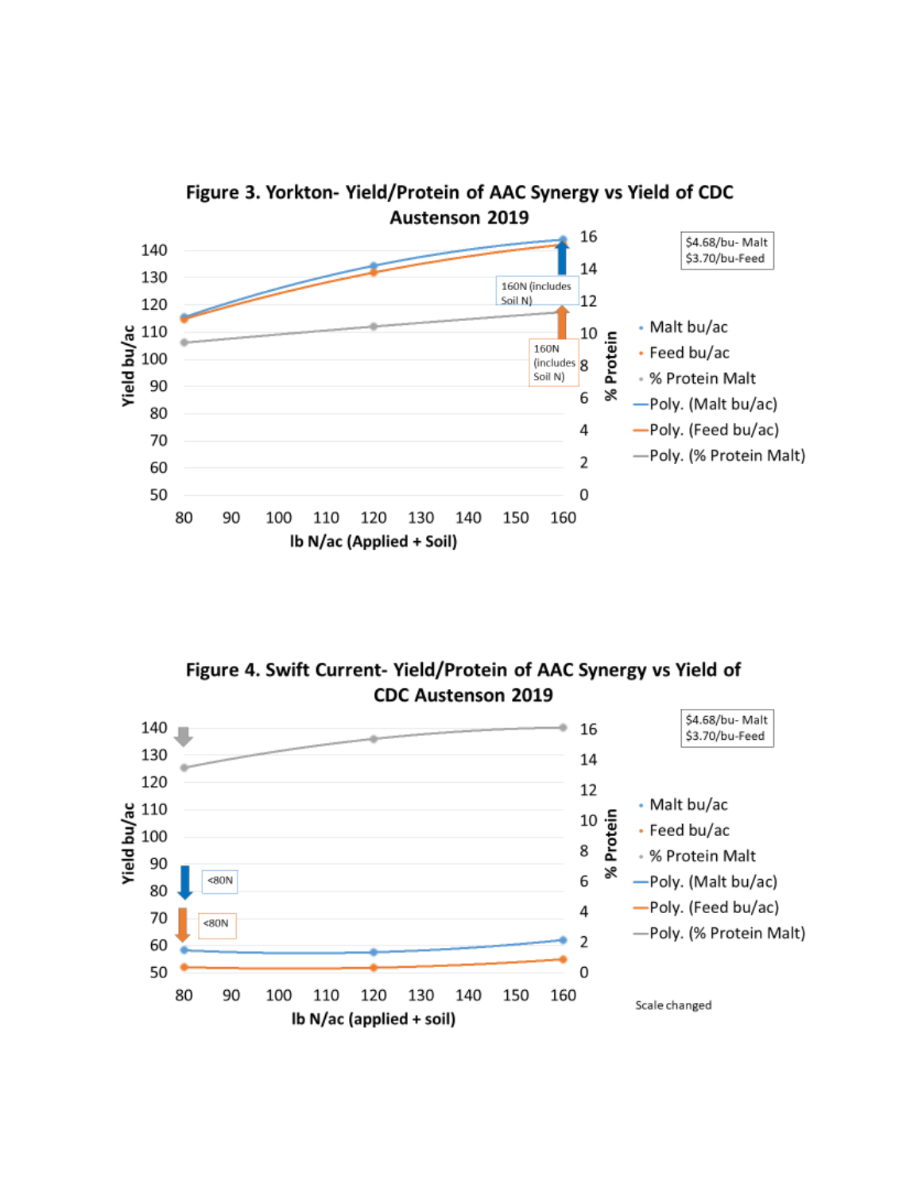**Figure 3. Yorkton- Yield/Protein of AAC Synergy vs Yield of CDC Austenson 2019**

$4.68/bu- Malt
$3.70/bu-Feed

160N (includes Soil N)

160N (includes Soil N)

Legend: Malt bu/ac; Feed bu/ac; % Protein Malt; Poly. (Malt bu/ac); Poly. (Feed bu/ac); Poly. (% Protein Malt)

Yield bu/ac; % Protein; lb N/ac (Applied + Soil)

**Figure 4. Swift Current- Yield/Protein of AAC Synergy vs Yield of CDC Austenson 2019**

$4.68/bu- Malt
$3.70/bu-Feed

<80N

<80N

Legend: Malt bu/ac; Feed bu/ac; % Protein Malt; Poly. (Malt bu/ac); Poly. (Feed bu/ac); Poly. (% Protein Malt)

Yield bu/ac; % Protein; lb N/ac (applied + soil)

Scale changed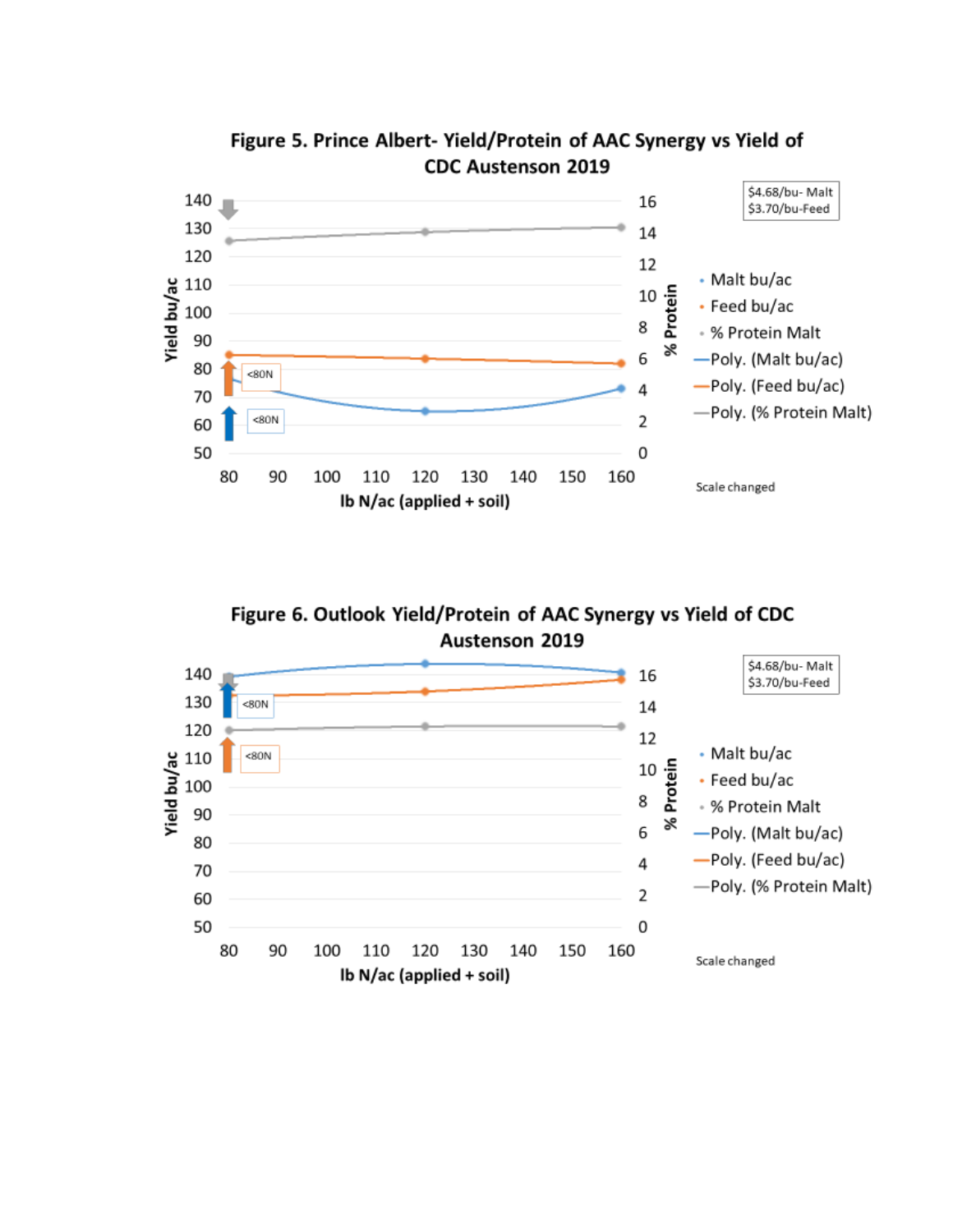**Figure 5. Prince Albert- Yield/Protein of AAC Synergy vs Yield of CDC Austenson 2019**

$4.68/bu- Malt
$3.70/bu-Feed

- Malt bu/ac
- Feed bu/ac
- % Protein Malt
- Poly. (Malt bu/ac)
- Poly. (Feed bu/ac)
- Poly. (% Protein Malt)

Yield bu/ac: 50–140; % Protein: 0–16; lb N/ac (applied + soil): 80–160

<80N

<80N

Scale changed

**Figure 6. Outlook Yield/Protein of AAC Synergy vs Yield of CDC Austenson 2019**

$4.68/bu- Malt
$3.70/bu-Feed

- Malt bu/ac
- Feed bu/ac
- % Protein Malt
- Poly. (Malt bu/ac)
- Poly. (Feed bu/ac)
- Poly. (% Protein Malt)

Yield bu/ac: 50–140; % Protein: 0–16; lb N/ac (applied + soil): 80–160

<80N

<80N

Scale changed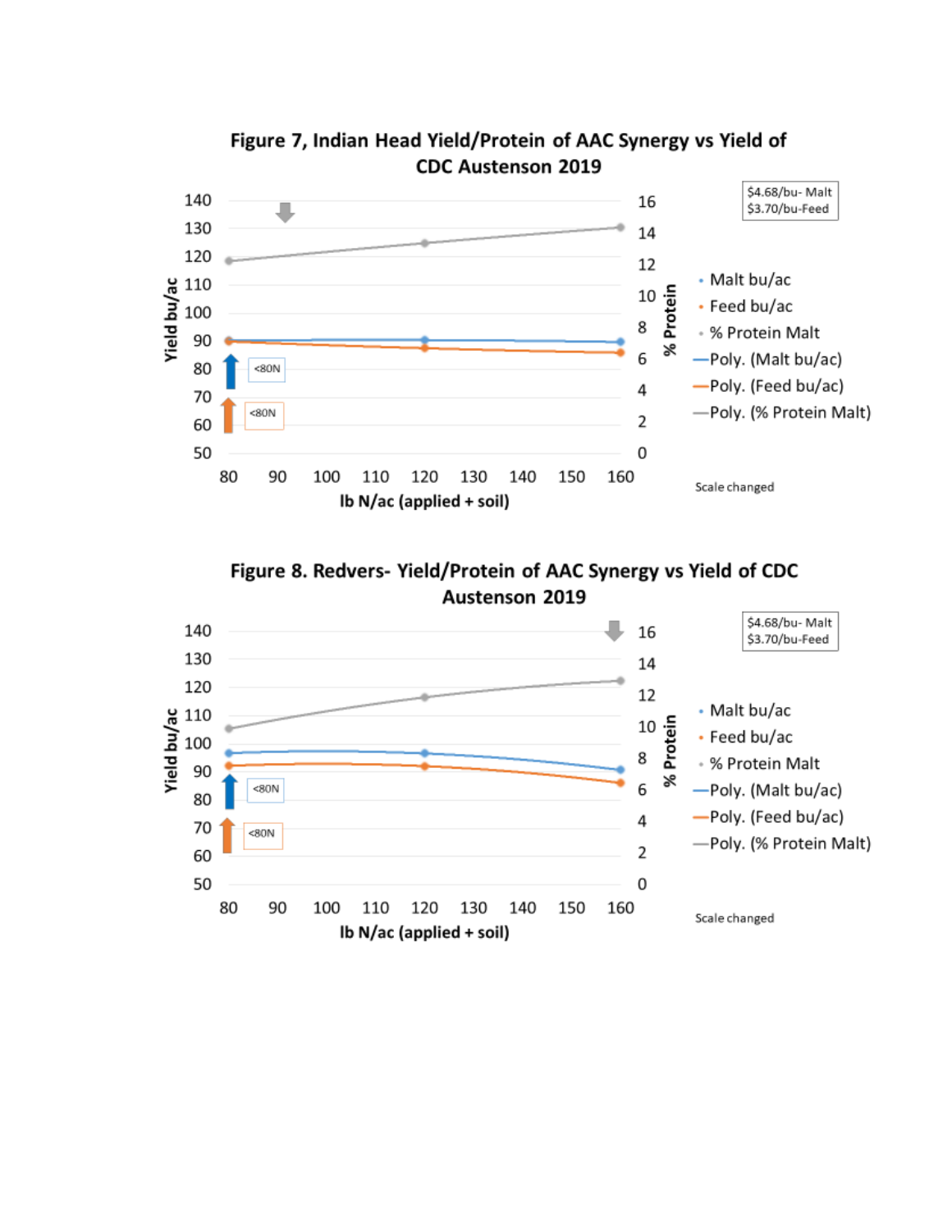**Figure 7, Indian Head Yield/Protein of AAC Synergy vs Yield of CDC Austenson 2019**

$4.68/bu- Malt
$3.70/bu-Feed

Yield bu/ac: 50, 60, 70, 80, 90, 100, 110, 120, 130, 140

% Protein: 0, 2, 4, 6, 8, 10, 12, 14, 16

lb N/ac (applied + soil): 80, 90, 100, 110, 120, 130, 140, 150, 160

<80N

<80N

- Malt bu/ac
- Feed bu/ac
- % Protein Malt
- Poly. (Malt bu/ac)
- Poly. (Feed bu/ac)
- Poly. (% Protein Malt)

Scale changed

**Figure 8. Redvers- Yield/Protein of AAC Synergy vs Yield of CDC Austenson 2019**

$4.68/bu- Malt
$3.70/bu-Feed

Yield bu/ac: 50, 60, 70, 80, 90, 100, 110, 120, 130, 140

% Protein: 0, 2, 4, 6, 8, 10, 12, 14, 16

lb N/ac (applied + soil): 80, 90, 100, 110, 120, 130, 140, 150, 160

<80N

<80N

- Malt bu/ac
- Feed bu/ac
- % Protein Malt
- Poly. (Malt bu/ac)
- Poly. (Feed bu/ac)
- Poly. (% Protein Malt)

Scale changed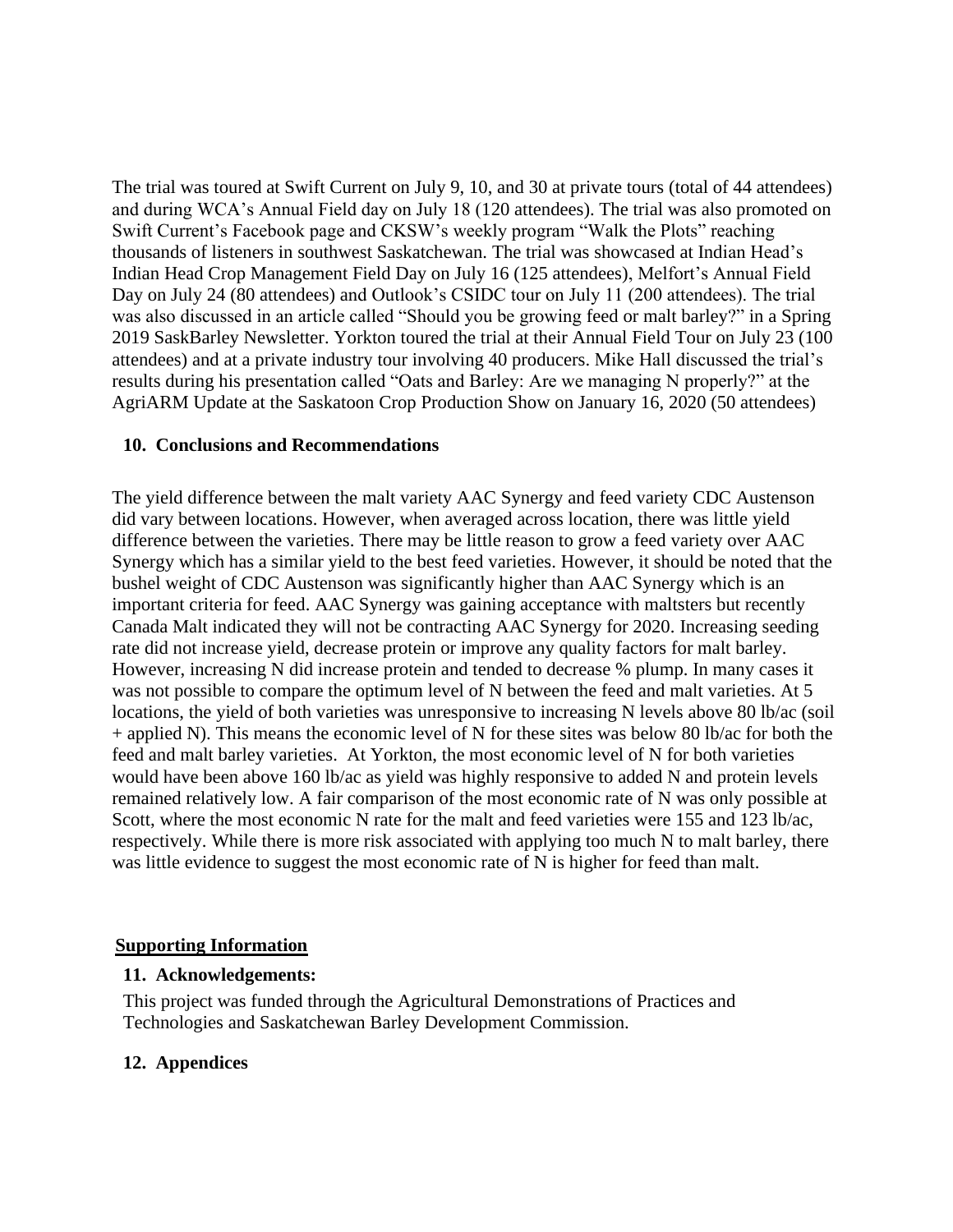The trial was toured at Swift Current on July 9, 10, and 30 at private tours (total of 44 attendees) and during WCA's Annual Field day on July 18 (120 attendees). The trial was also promoted on Swift Current's Facebook page and CKSW's weekly program "Walk the Plots" reaching thousands of listeners in southwest Saskatchewan. The trial was showcased at Indian Head's Indian Head Crop Management Field Day on July 16 (125 attendees), Melfort's Annual Field Day on July 24 (80 attendees) and Outlook's CSIDC tour on July 11 (200 attendees). The trial was also discussed in an article called "Should you be growing feed or malt barley?" in a Spring 2019 SaskBarley Newsletter. Yorkton toured the trial at their Annual Field Tour on July 23 (100 attendees) and at a private industry tour involving 40 producers. Mike Hall discussed the trial's results during his presentation called "Oats and Barley: Are we managing N properly?" at the AgriARM Update at the Saskatoon Crop Production Show on January 16, 2020 (50 attendees)

## 10. Conclusions and Recommendations

The yield difference between the malt variety AAC Synergy and feed variety CDC Austenson did vary between locations. However, when averaged across location, there was little yield difference between the varieties. There may be little reason to grow a feed variety over AAC Synergy which has a similar yield to the best feed varieties. However, it should be noted that the bushel weight of CDC Austenson was significantly higher than AAC Synergy which is an important criteria for feed. AAC Synergy was gaining acceptance with maltsters but recently Canada Malt indicated they will not be contracting AAC Synergy for 2020. Increasing seeding rate did not increase yield, decrease protein or improve any quality factors for malt barley. However, increasing N did increase protein and tended to decrease % plump. In many cases it was not possible to compare the optimum level of N between the feed and malt varieties. At 5 locations, the yield of both varieties was unresponsive to increasing N levels above 80 lb/ac (soil + applied N). This means the economic level of N for these sites was below 80 lb/ac for both the feed and malt barley varieties. At Yorkton, the most economic level of N for both varieties would have been above 160 lb/ac as yield was highly responsive to added N and protein levels remained relatively low. A fair comparison of the most economic rate of N was only possible at Scott, where the most economic N rate for the malt and feed varieties were 155 and 123 lb/ac, respectively. While there is more risk associated with applying too much N to malt barley, there was little evidence to suggest the most economic rate of N is higher for feed than malt.

## Supporting Information

### 11. Acknowledgements:

This project was funded through the Agricultural Demonstrations of Practices and Technologies and Saskatchewan Barley Development Commission.

### 12. Appendices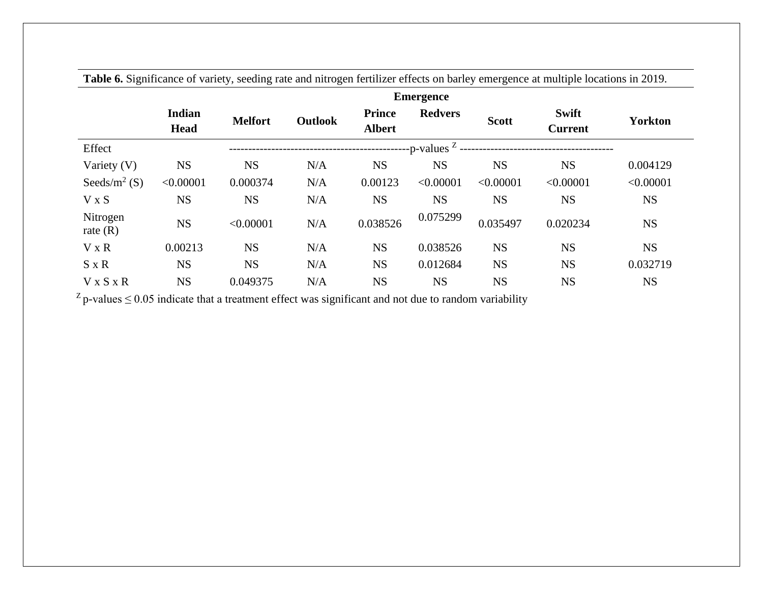**Table 6.** Significance of variety, seeding rate and nitrogen fertilizer effects on barley emergence at multiple locations in 2019.

| | Emergence | | | | | | | |
|---|---|---|---|---|---|---|---|---|
| | Indian Head | Melfort | Outlook | Prince Albert | Redvers | Scott | Swift Current | Yorkton |
| Effect | p-values [Z] | | | | | | | |
| Variety (V) | NS | NS | N/A | NS | NS | NS | NS | 0.004129 |
| Seeds/m$^2$ (S) | <0.00001 | 0.000374 | N/A | 0.00123 | <0.00001 | <0.00001 | <0.00001 | <0.00001 |
| V x S | NS | NS | N/A | NS | NS | NS | NS | NS |
| Nitrogen rate (R) | NS | <0.00001 | N/A | 0.038526 | 0.075299 | 0.035497 | 0.020234 | NS |
| V x R | 0.00213 | NS | N/A | NS | 0.038526 | NS | NS | NS |
| S x R | NS | NS | N/A | NS | 0.012684 | NS | NS | 0.032719 |
| V x S x R | NS | 0.049375 | N/A | NS | NS | NS | NS | NS |

[Z] p-values $\leq 0.05$ indicate that a treatment effect was significant and not due to random variability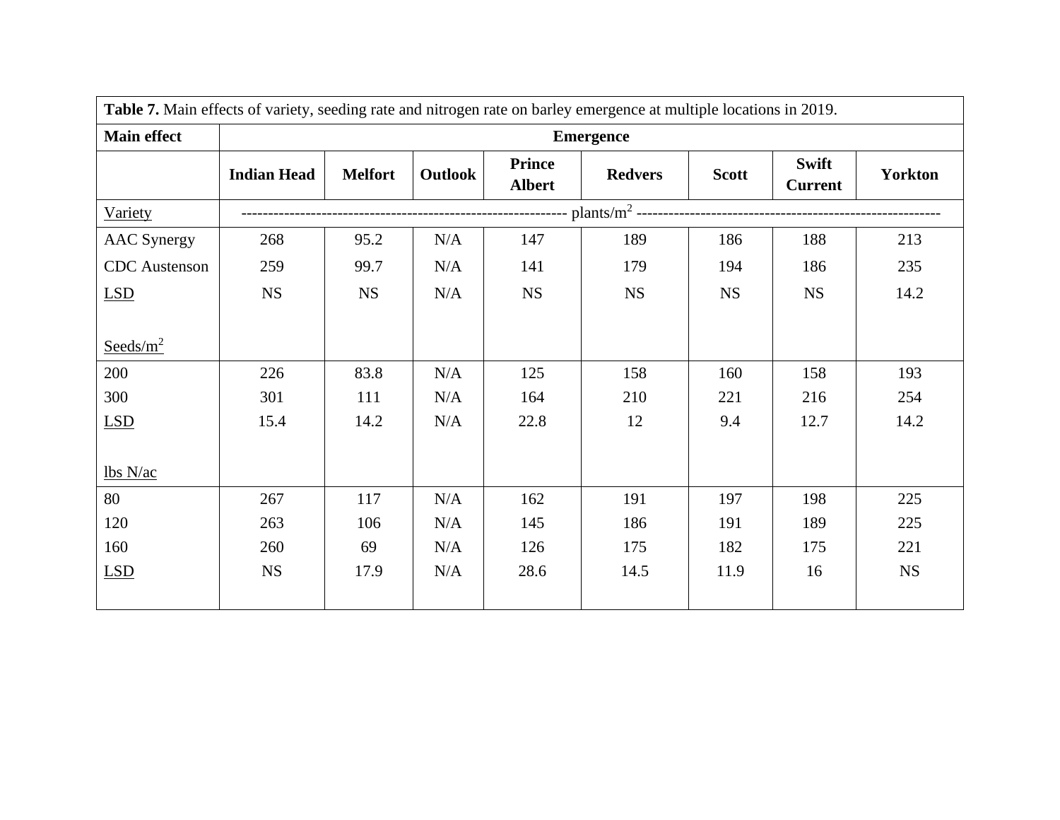**Table 7.** Main effects of variety, seeding rate and nitrogen rate on barley emergence at multiple locations in 2019.

| Main effect | Emergence | | | | | | | |
|---|---|---|---|---|---|---|---|---|
| | **Indian Head** | **Melfort** | **Outlook** | **Prince Albert** | **Redvers** | **Scott** | **Swift Current** | **Yorkton** |
| Variety | ---------- plants/m$^2$ ---------- | | | | | | | |
| AAC Synergy | 268 | 95.2 | N/A | 147 | 189 | 186 | 188 | 213 |
| CDC Austenson | 259 | 99.7 | N/A | 141 | 179 | 194 | 186 | 235 |
| LSD | NS | NS | N/A | NS | NS | NS | NS | 14.2 |
| Seeds/m$^2$ | | | | | | | | |
| 200 | 226 | 83.8 | N/A | 125 | 158 | 160 | 158 | 193 |
| 300 | 301 | 111 | N/A | 164 | 210 | 221 | 216 | 254 |
| LSD | 15.4 | 14.2 | N/A | 22.8 | 12 | 9.4 | 12.7 | 14.2 |
| lbs N/ac | | | | | | | | |
| 80 | 267 | 117 | N/A | 162 | 191 | 197 | 198 | 225 |
| 120 | 263 | 106 | N/A | 145 | 186 | 191 | 189 | 225 |
| 160 | 260 | 69 | N/A | 126 | 175 | 182 | 175 | 221 |
| LSD | NS | 17.9 | N/A | 28.6 | 14.5 | 11.9 | 16 | NS |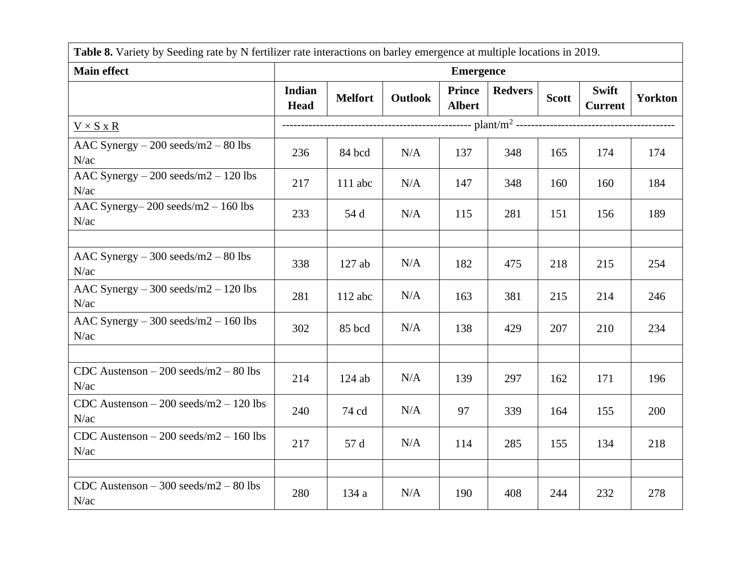| **Table 8.** Variety by Seeding rate by N fertilizer rate interactions on barley emergence at multiple locations in 2019. | | | | | | | | |
|---|---|---|---|---|---|---|---|---|
| **Main effect** | **Emergence** | | | | | | | |
| | **Indian Head** | **Melfort** | **Outlook** | **Prince Albert** | **Redvers** | **Scott** | **Swift Current** | **Yorkton** |
| V × S x R | ---------------------------------------------------- plant/m$^2$ ------------------------------------------ | | | | | | | |
| AAC Synergy – 200 seeds/m2 – 80 lbs N/ac | 236 | 84 bcd | N/A | 137 | 348 | 165 | 174 | 174 |
| AAC Synergy – 200 seeds/m2 – 120 lbs N/ac | 217 | 111 abc | N/A | 147 | 348 | 160 | 160 | 184 |
| AAC Synergy– 200 seeds/m2 – 160 lbs N/ac | 233 | 54 d | N/A | 115 | 281 | 151 | 156 | 189 |
| | | | | | | | | |
| AAC Synergy – 300 seeds/m2 – 80 lbs N/ac | 338 | 127 ab | N/A | 182 | 475 | 218 | 215 | 254 |
| AAC Synergy – 300 seeds/m2 – 120 lbs N/ac | 281 | 112 abc | N/A | 163 | 381 | 215 | 214 | 246 |
| AAC Synergy – 300 seeds/m2 – 160 lbs N/ac | 302 | 85 bcd | N/A | 138 | 429 | 207 | 210 | 234 |
| | | | | | | | | |
| CDC Austenson – 200 seeds/m2 – 80 lbs N/ac | 214 | 124 ab | N/A | 139 | 297 | 162 | 171 | 196 |
| CDC Austenson – 200 seeds/m2 – 120 lbs N/ac | 240 | 74 cd | N/A | 97 | 339 | 164 | 155 | 200 |
| CDC Austenson – 200 seeds/m2 – 160 lbs N/ac | 217 | 57 d | N/A | 114 | 285 | 155 | 134 | 218 |
| | | | | | | | | |
| CDC Austenson – 300 seeds/m2 – 80 lbs N/ac | 280 | 134 a | N/A | 190 | 408 | 244 | 232 | 278 |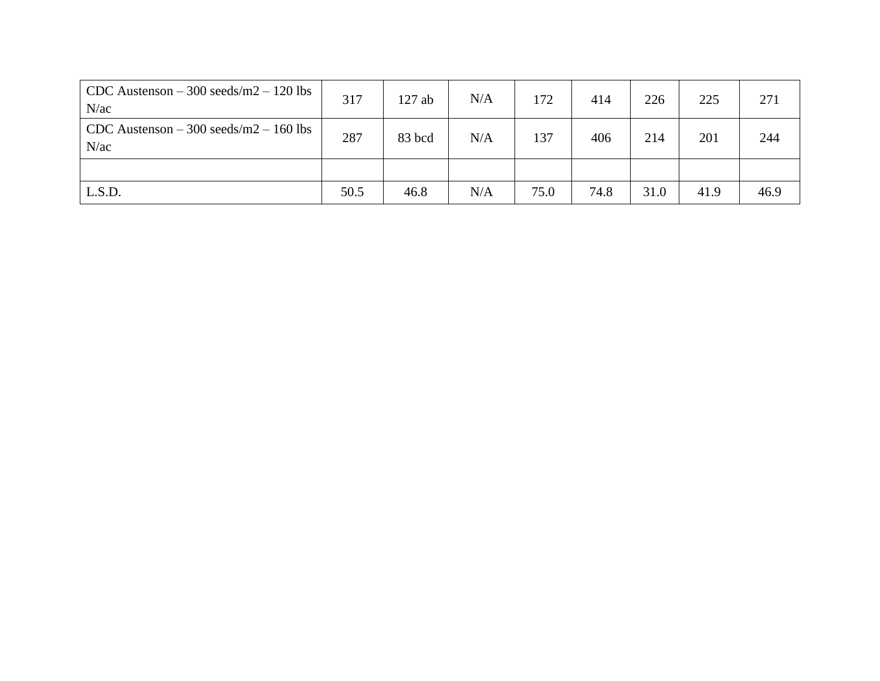| | | | | | | | | |
|---|---|---|---|---|---|---|---|---|
| CDC Austenson – 300 seeds/m2 – 120 lbs N/ac | 317 | 127 ab | N/A | 172 | 414 | 226 | 225 | 271 |
| CDC Austenson – 300 seeds/m2 – 160 lbs N/ac | 287 | 83 bcd | N/A | 137 | 406 | 214 | 201 | 244 |
| | | | | | | | | |
| L.S.D. | 50.5 | 46.8 | N/A | 75.0 | 74.8 | 31.0 | 41.9 | 46.9 |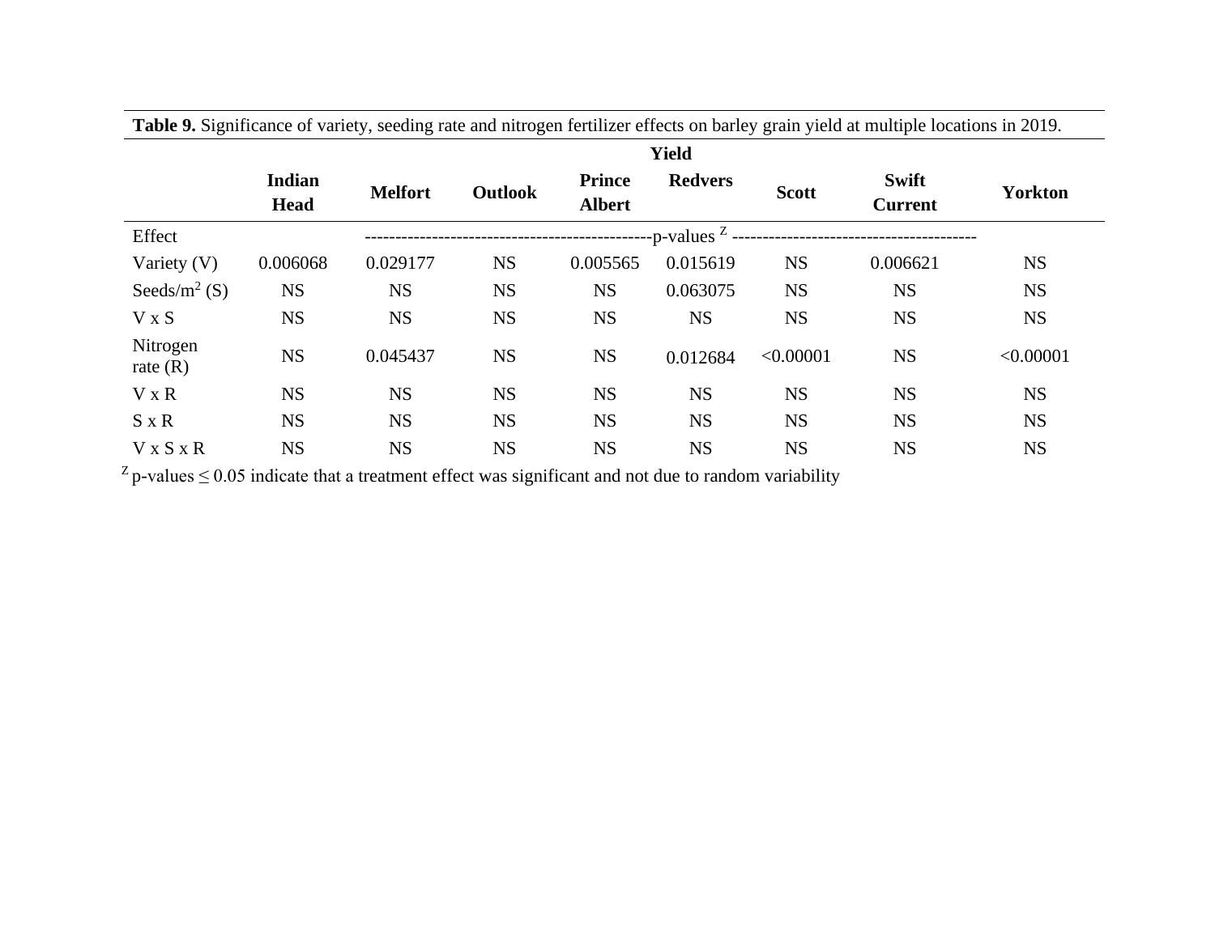**Table 9.** Significance of variety, seeding rate and nitrogen fertilizer effects on barley grain yield at multiple locations in 2019.

| | Yield | | | | | | | |
|---|---|---|---|---|---|---|---|---|
| | Indian Head | Melfort | Outlook | Prince Albert | Redvers | Scott | Swift Current | Yorkton |
| Effect | -p-values [Z] | | | | | | | |
| Variety (V) | 0.006068 | 0.029177 | NS | 0.005565 | 0.015619 | NS | 0.006621 | NS |
| Seeds/m$^2$ (S) | NS | NS | NS | NS | 0.063075 | NS | NS | NS |
| V x S | NS | NS | NS | NS | NS | NS | NS | NS |
| Nitrogen rate (R) | NS | 0.045437 | NS | NS | 0.012684 | <0.00001 | NS | <0.00001 |
| V x R | NS | NS | NS | NS | NS | NS | NS | NS |
| S x R | NS | NS | NS | NS | NS | NS | NS | NS |
| V x S x R | NS | NS | NS | NS | NS | NS | NS | NS |

[Z] p-values ≤ 0.05 indicate that a treatment effect was significant and not due to random variability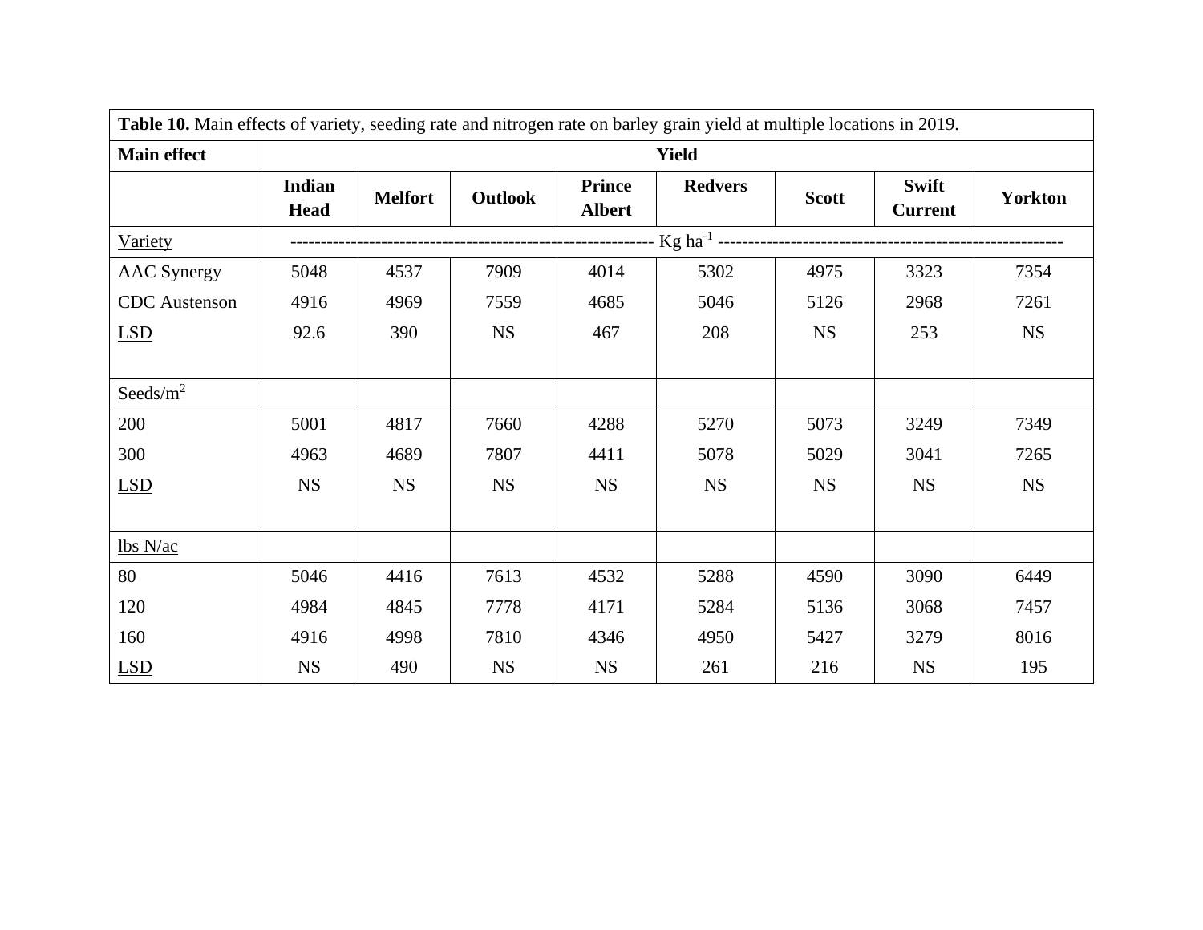**Table 10.** Main effects of variety, seeding rate and nitrogen rate on barley grain yield at multiple locations in 2019.

| Main effect | Yield | | | | | | | |
|---|---|---|---|---|---|---|---|---|
| | Indian Head | Melfort | Outlook | Prince Albert | Redvers | Scott | Swift Current | Yorkton |
| Variety | Kg ha$^{-1}$ | | | | | | | |
| AAC Synergy | 5048 | 4537 | 7909 | 4014 | 5302 | 4975 | 3323 | 7354 |
| CDC Austenson | 4916 | 4969 | 7559 | 4685 | 5046 | 5126 | 2968 | 7261 |
| LSD | 92.6 | 390 | NS | 467 | 208 | NS | 253 | NS |
| Seeds/m$^2$ | | | | | | | | |
| 200 | 5001 | 4817 | 7660 | 4288 | 5270 | 5073 | 3249 | 7349 |
| 300 | 4963 | 4689 | 7807 | 4411 | 5078 | 5029 | 3041 | 7265 |
| LSD | NS | NS | NS | NS | NS | NS | NS | NS |
| lbs N/ac | | | | | | | | |
| 80 | 5046 | 4416 | 7613 | 4532 | 5288 | 4590 | 3090 | 6449 |
| 120 | 4984 | 4845 | 7778 | 4171 | 5284 | 5136 | 3068 | 7457 |
| 160 | 4916 | 4998 | 7810 | 4346 | 4950 | 5427 | 3279 | 8016 |
| LSD | NS | 490 | NS | NS | 261 | 216 | NS | 195 |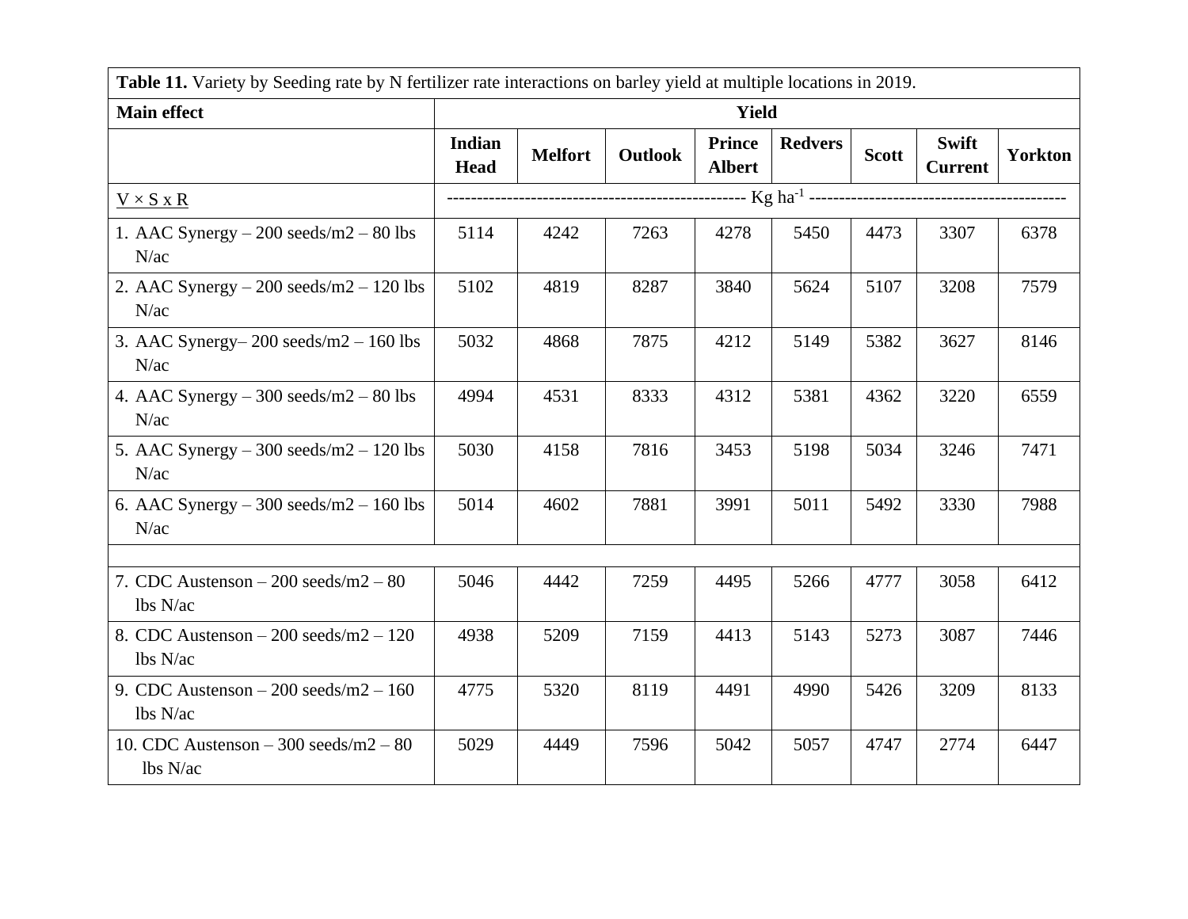**Table 11.** Variety by Seeding rate by N fertilizer rate interactions on barley yield at multiple locations in 2019.

| Main effect | Yield | | | | | | | |
|---|---|---|---|---|---|---|---|---|
| | Indian Head | Melfort | Outlook | Prince Albert | Redvers | Scott | Swift Current | Yorkton |
| V × S x R | Kg ha$^{-1}$ | | | | | | | |
| 1. AAC Synergy – 200 seeds/m2 – 80 lbs N/ac | 5114 | 4242 | 7263 | 4278 | 5450 | 4473 | 3307 | 6378 |
| 2. AAC Synergy – 200 seeds/m2 – 120 lbs N/ac | 5102 | 4819 | 8287 | 3840 | 5624 | 5107 | 3208 | 7579 |
| 3. AAC Synergy– 200 seeds/m2 – 160 lbs N/ac | 5032 | 4868 | 7875 | 4212 | 5149 | 5382 | 3627 | 8146 |
| 4. AAC Synergy – 300 seeds/m2 – 80 lbs N/ac | 4994 | 4531 | 8333 | 4312 | 5381 | 4362 | 3220 | 6559 |
| 5. AAC Synergy – 300 seeds/m2 – 120 lbs N/ac | 5030 | 4158 | 7816 | 3453 | 5198 | 5034 | 3246 | 7471 |
| 6. AAC Synergy – 300 seeds/m2 – 160 lbs N/ac | 5014 | 4602 | 7881 | 3991 | 5011 | 5492 | 3330 | 7988 |
| | | | | | | | | |
| 7. CDC Austenson – 200 seeds/m2 – 80 lbs N/ac | 5046 | 4442 | 7259 | 4495 | 5266 | 4777 | 3058 | 6412 |
| 8. CDC Austenson – 200 seeds/m2 – 120 lbs N/ac | 4938 | 5209 | 7159 | 4413 | 5143 | 5273 | 3087 | 7446 |
| 9. CDC Austenson – 200 seeds/m2 – 160 lbs N/ac | 4775 | 5320 | 8119 | 4491 | 4990 | 5426 | 3209 | 8133 |
| 10. CDC Austenson – 300 seeds/m2 – 80 lbs N/ac | 5029 | 4449 | 7596 | 5042 | 5057 | 4747 | 2774 | 6447 |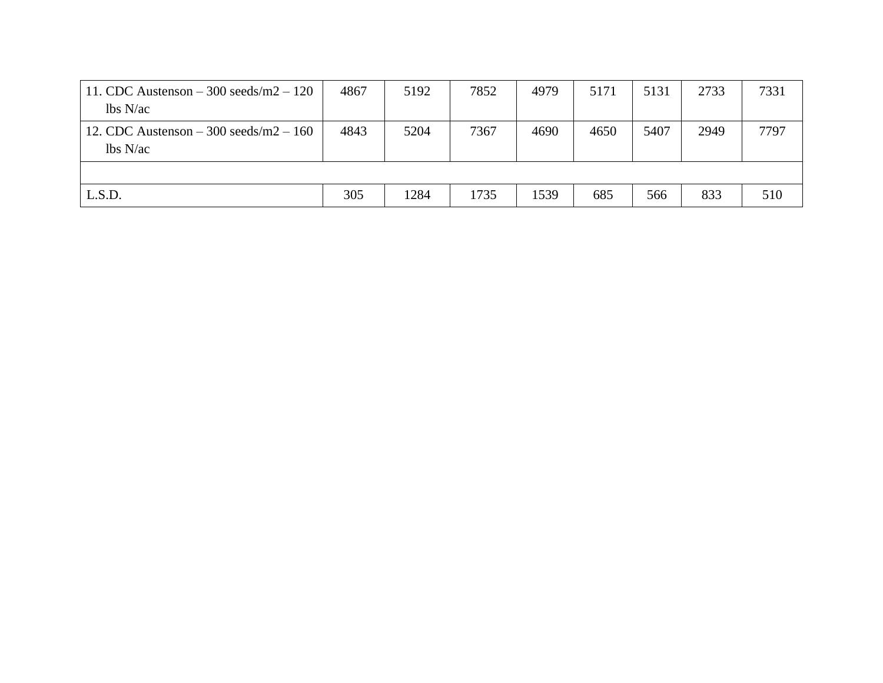| | | | | | | | | |
|---|---|---|---|---|---|---|---|---|
| 11. CDC Austenson – 300 seeds/m2 – 120 lbs N/ac | 4867 | 5192 | 7852 | 4979 | 5171 | 5131 | 2733 | 7331 |
| 12. CDC Austenson – 300 seeds/m2 – 160 lbs N/ac | 4843 | 5204 | 7367 | 4690 | 4650 | 5407 | 2949 | 7797 |
| | | | | | | | | |
| L.S.D. | 305 | 1284 | 1735 | 1539 | 685 | 566 | 833 | 510 |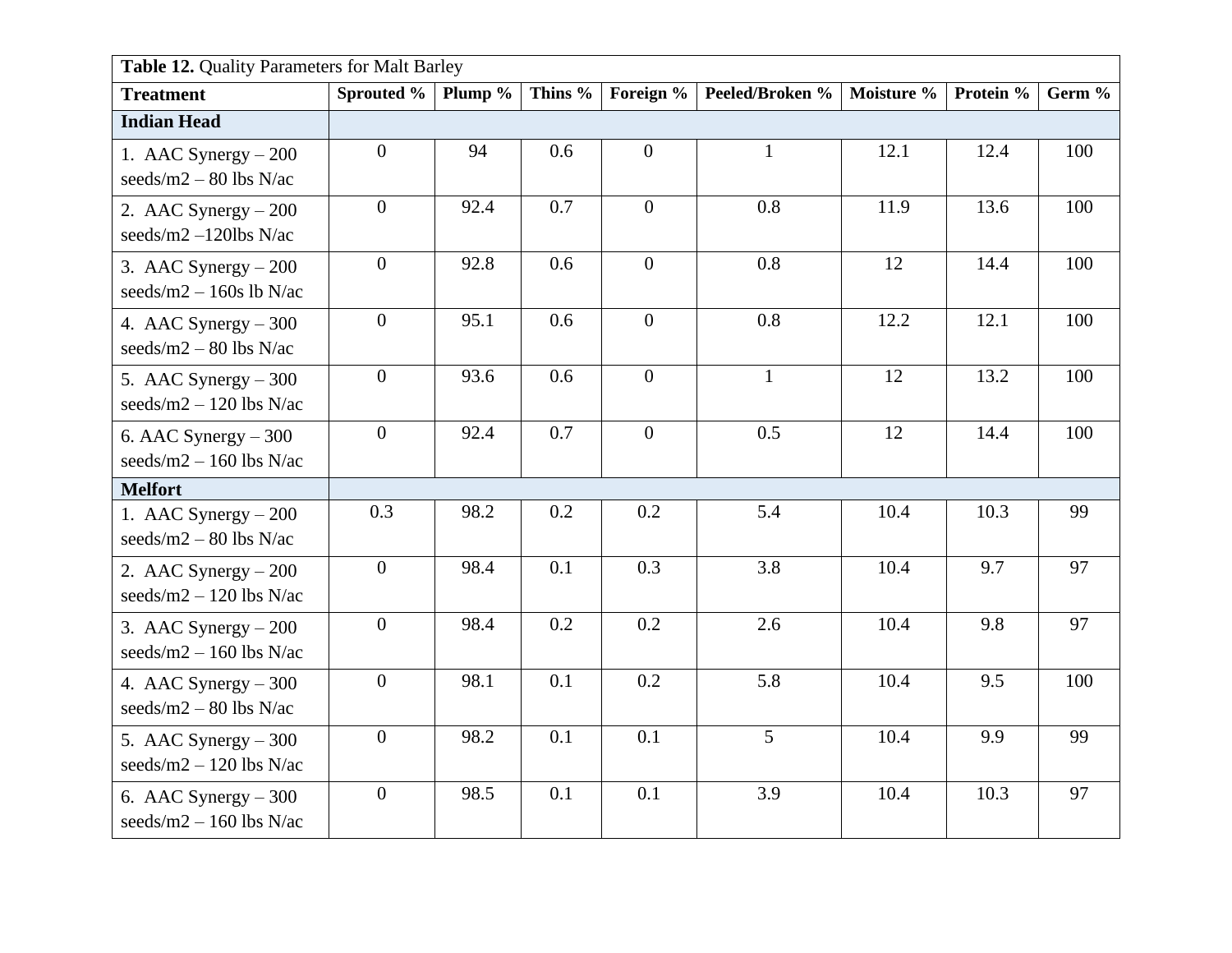**Table 12.** Quality Parameters for Malt Barley

| Treatment | Sprouted % | Plump % | Thins % | Foreign % | Peeled/Broken % | Moisture % | Protein % | Germ % |
|---|---|---|---|---|---|---|---|---|
| **Indian Head** | | | | | | | | |
| 1. AAC Synergy – 200 seeds/m2 – 80 lbs N/ac | 0 | 94 | 0.6 | 0 | 1 | 12.1 | 12.4 | 100 |
| 2. AAC Synergy – 200 seeds/m2 –120lbs N/ac | 0 | 92.4 | 0.7 | 0 | 0.8 | 11.9 | 13.6 | 100 |
| 3. AAC Synergy – 200 seeds/m2 – 160s lb N/ac | 0 | 92.8 | 0.6 | 0 | 0.8 | 12 | 14.4 | 100 |
| 4. AAC Synergy – 300 seeds/m2 – 80 lbs N/ac | 0 | 95.1 | 0.6 | 0 | 0.8 | 12.2 | 12.1 | 100 |
| 5. AAC Synergy – 300 seeds/m2 – 120 lbs N/ac | 0 | 93.6 | 0.6 | 0 | 1 | 12 | 13.2 | 100 |
| 6. AAC Synergy – 300 seeds/m2 – 160 lbs N/ac | 0 | 92.4 | 0.7 | 0 | 0.5 | 12 | 14.4 | 100 |
| **Melfort** | | | | | | | | |
| 1. AAC Synergy – 200 seeds/m2 – 80 lbs N/ac | 0.3 | 98.2 | 0.2 | 0.2 | 5.4 | 10.4 | 10.3 | 99 |
| 2. AAC Synergy – 200 seeds/m2 – 120 lbs N/ac | 0 | 98.4 | 0.1 | 0.3 | 3.8 | 10.4 | 9.7 | 97 |
| 3. AAC Synergy – 200 seeds/m2 – 160 lbs N/ac | 0 | 98.4 | 0.2 | 0.2 | 2.6 | 10.4 | 9.8 | 97 |
| 4. AAC Synergy – 300 seeds/m2 – 80 lbs N/ac | 0 | 98.1 | 0.1 | 0.2 | 5.8 | 10.4 | 9.5 | 100 |
| 5. AAC Synergy – 300 seeds/m2 – 120 lbs N/ac | 0 | 98.2 | 0.1 | 0.1 | 5 | 10.4 | 9.9 | 99 |
| 6. AAC Synergy – 300 seeds/m2 – 160 lbs N/ac | 0 | 98.5 | 0.1 | 0.1 | 3.9 | 10.4 | 10.3 | 97 |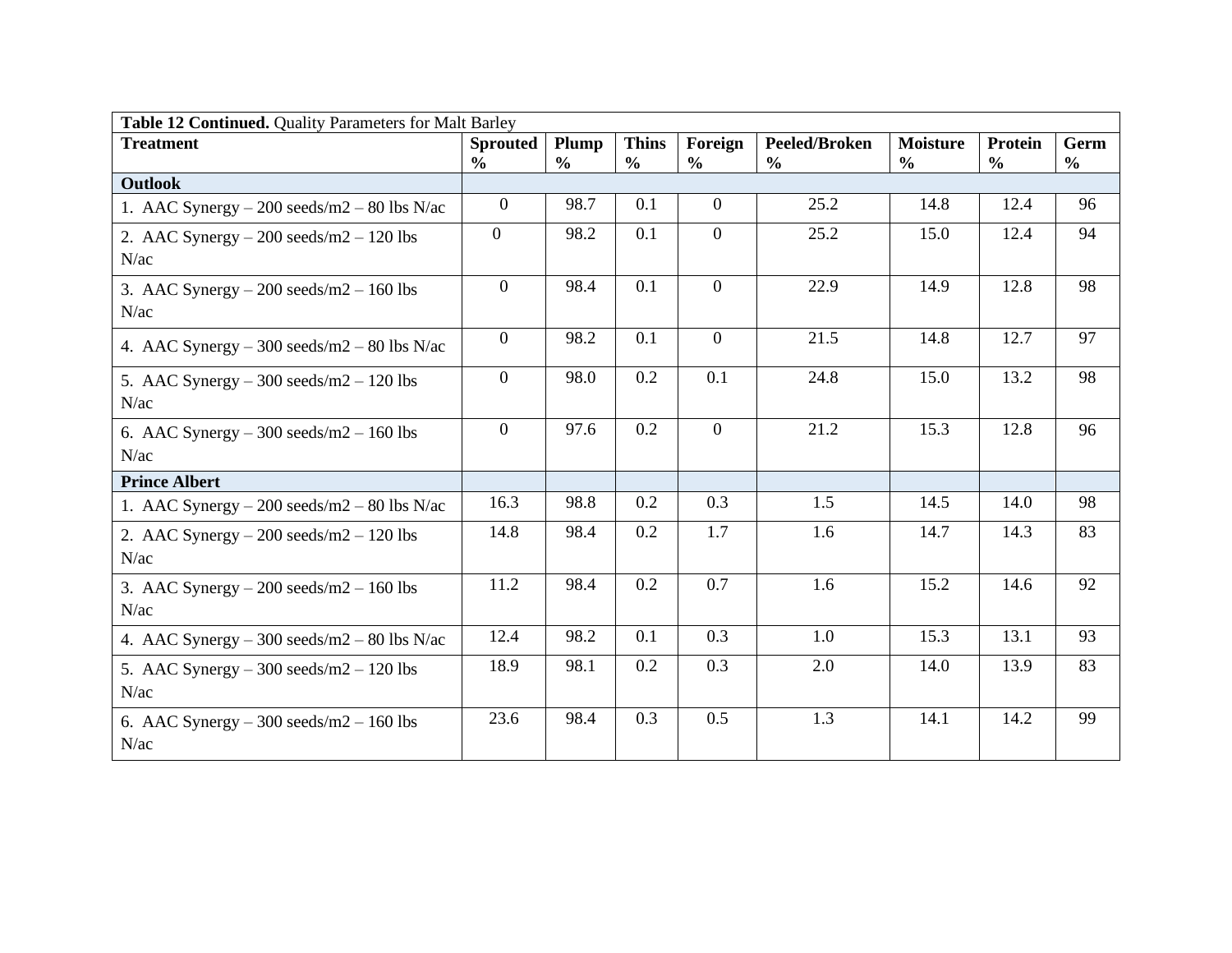| **Table 12 Continued.** Quality Parameters for Malt Barley | | | | | | | | |
|---|---|---|---|---|---|---|---|---|
| **Treatment** | **Sprouted %** | **Plump %** | **Thins %** | **Foreign %** | **Peeled/Broken %** | **Moisture %** | **Protein %** | **Germ %** |
| **Outlook** | | | | | | | | |
| 1. AAC Synergy – 200 seeds/m2 – 80 lbs N/ac | 0 | 98.7 | 0.1 | 0 | 25.2 | 14.8 | 12.4 | 96 |
| 2. AAC Synergy – 200 seeds/m2 – 120 lbs N/ac | 0 | 98.2 | 0.1 | 0 | 25.2 | 15.0 | 12.4 | 94 |
| 3. AAC Synergy – 200 seeds/m2 – 160 lbs N/ac | 0 | 98.4 | 0.1 | 0 | 22.9 | 14.9 | 12.8 | 98 |
| 4. AAC Synergy – 300 seeds/m2 – 80 lbs N/ac | 0 | 98.2 | 0.1 | 0 | 21.5 | 14.8 | 12.7 | 97 |
| 5. AAC Synergy – 300 seeds/m2 – 120 lbs N/ac | 0 | 98.0 | 0.2 | 0.1 | 24.8 | 15.0 | 13.2 | 98 |
| 6. AAC Synergy – 300 seeds/m2 – 160 lbs N/ac | 0 | 97.6 | 0.2 | 0 | 21.2 | 15.3 | 12.8 | 96 |
| **Prince Albert** | | | | | | | | |
| 1. AAC Synergy – 200 seeds/m2 – 80 lbs N/ac | 16.3 | 98.8 | 0.2 | 0.3 | 1.5 | 14.5 | 14.0 | 98 |
| 2. AAC Synergy – 200 seeds/m2 – 120 lbs N/ac | 14.8 | 98.4 | 0.2 | 1.7 | 1.6 | 14.7 | 14.3 | 83 |
| 3. AAC Synergy – 200 seeds/m2 – 160 lbs N/ac | 11.2 | 98.4 | 0.2 | 0.7 | 1.6 | 15.2 | 14.6 | 92 |
| 4. AAC Synergy – 300 seeds/m2 – 80 lbs N/ac | 12.4 | 98.2 | 0.1 | 0.3 | 1.0 | 15.3 | 13.1 | 93 |
| 5. AAC Synergy – 300 seeds/m2 – 120 lbs N/ac | 18.9 | 98.1 | 0.2 | 0.3 | 2.0 | 14.0 | 13.9 | 83 |
| 6. AAC Synergy – 300 seeds/m2 – 160 lbs N/ac | 23.6 | 98.4 | 0.3 | 0.5 | 1.3 | 14.1 | 14.2 | 99 |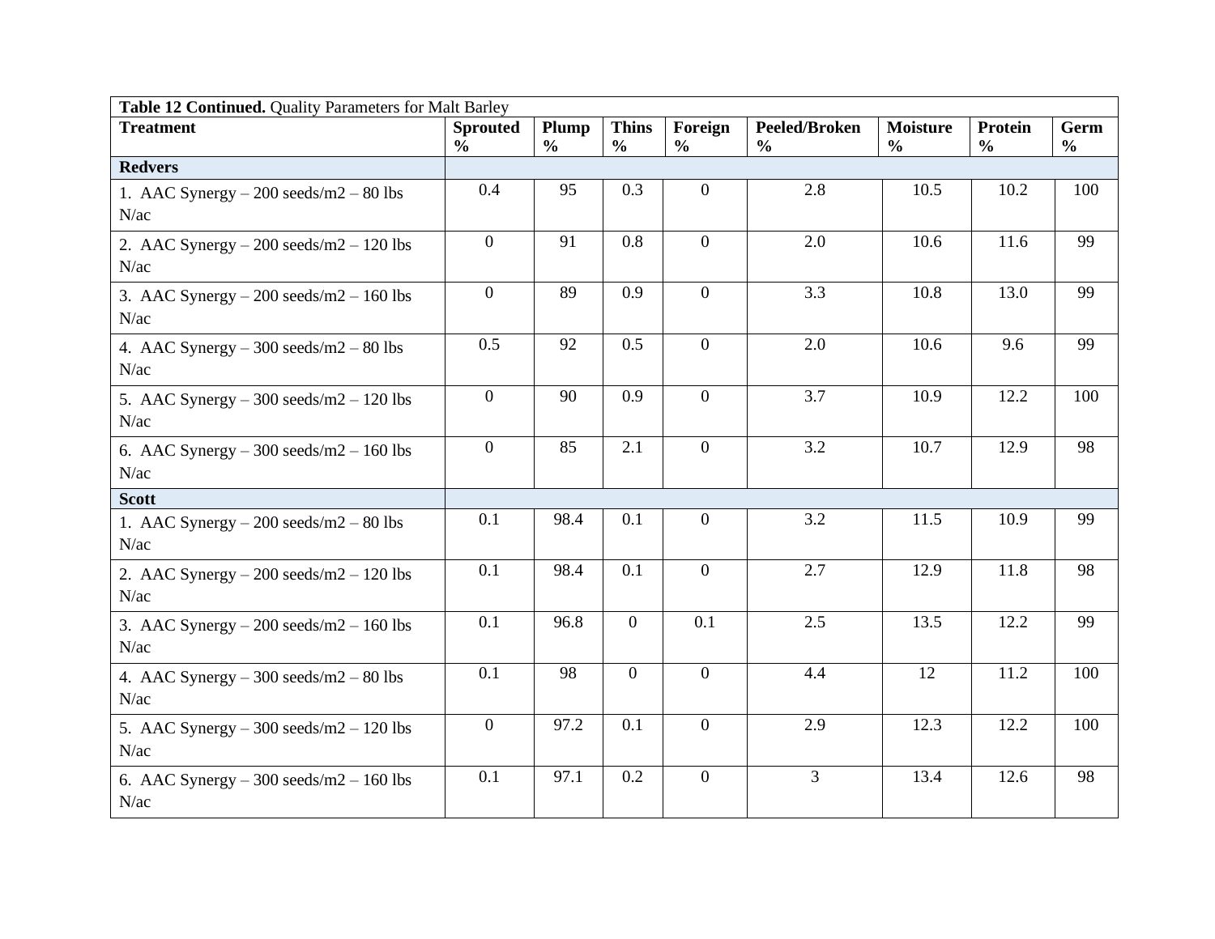| **Table 12 Continued.** Quality Parameters for Malt Barley | | | | | | | | |
|---|---|---|---|---|---|---|---|---|
| **Treatment** | **Sprouted %** | **Plump %** | **Thins %** | **Foreign %** | **Peeled/Broken %** | **Moisture %** | **Protein %** | **Germ %** |
| **Redvers** | | | | | | | | |
| 1. AAC Synergy – 200 seeds/m2 – 80 lbs N/ac | 0.4 | 95 | 0.3 | 0 | 2.8 | 10.5 | 10.2 | 100 |
| 2. AAC Synergy – 200 seeds/m2 – 120 lbs N/ac | 0 | 91 | 0.8 | 0 | 2.0 | 10.6 | 11.6 | 99 |
| 3. AAC Synergy – 200 seeds/m2 – 160 lbs N/ac | 0 | 89 | 0.9 | 0 | 3.3 | 10.8 | 13.0 | 99 |
| 4. AAC Synergy – 300 seeds/m2 – 80 lbs N/ac | 0.5 | 92 | 0.5 | 0 | 2.0 | 10.6 | 9.6 | 99 |
| 5. AAC Synergy – 300 seeds/m2 – 120 lbs N/ac | 0 | 90 | 0.9 | 0 | 3.7 | 10.9 | 12.2 | 100 |
| 6. AAC Synergy – 300 seeds/m2 – 160 lbs N/ac | 0 | 85 | 2.1 | 0 | 3.2 | 10.7 | 12.9 | 98 |
| **Scott** | | | | | | | | |
| 1. AAC Synergy – 200 seeds/m2 – 80 lbs N/ac | 0.1 | 98.4 | 0.1 | 0 | 3.2 | 11.5 | 10.9 | 99 |
| 2. AAC Synergy – 200 seeds/m2 – 120 lbs N/ac | 0.1 | 98.4 | 0.1 | 0 | 2.7 | 12.9 | 11.8 | 98 |
| 3. AAC Synergy – 200 seeds/m2 – 160 lbs N/ac | 0.1 | 96.8 | 0 | 0.1 | 2.5 | 13.5 | 12.2 | 99 |
| 4. AAC Synergy – 300 seeds/m2 – 80 lbs N/ac | 0.1 | 98 | 0 | 0 | 4.4 | 12 | 11.2 | 100 |
| 5. AAC Synergy – 300 seeds/m2 – 120 lbs N/ac | 0 | 97.2 | 0.1 | 0 | 2.9 | 12.3 | 12.2 | 100 |
| 6. AAC Synergy – 300 seeds/m2 – 160 lbs N/ac | 0.1 | 97.1 | 0.2 | 0 | 3 | 13.4 | 12.6 | 98 |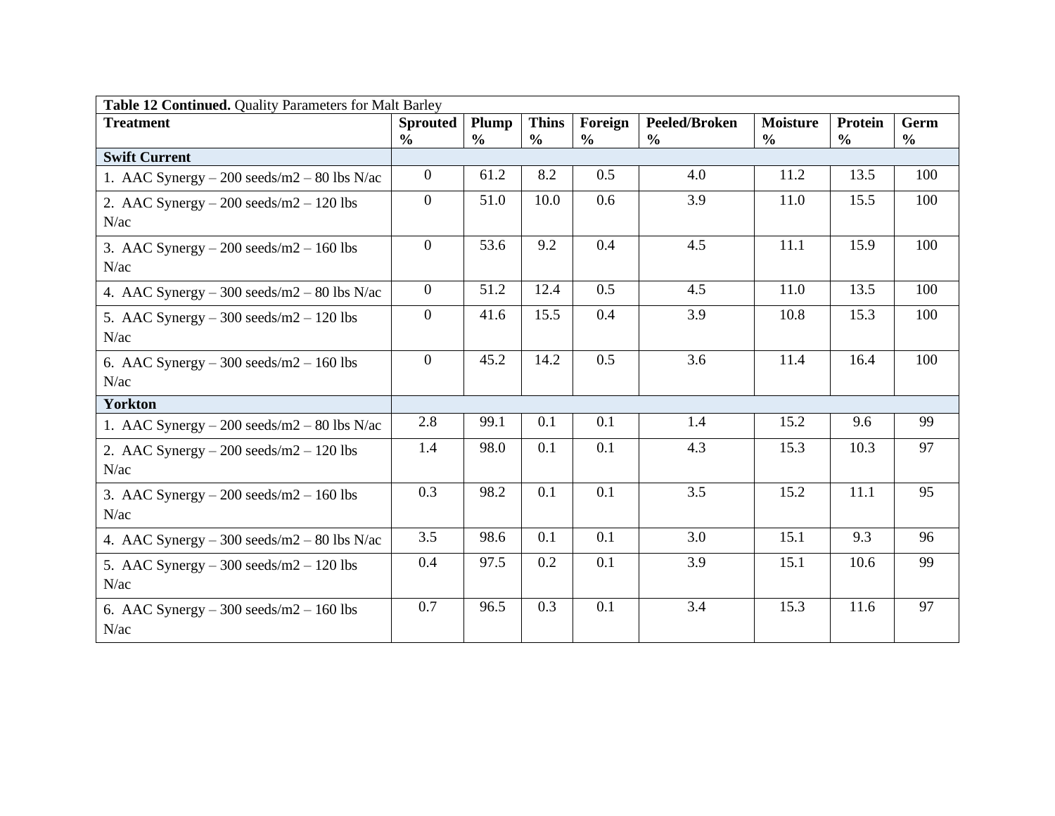**Table 12 Continued.** Quality Parameters for Malt Barley

| Treatment | Sprouted % | Plump % | Thins % | Foreign % | Peeled/Broken % | Moisture % | Protein % | Germ % |
|---|---|---|---|---|---|---|---|---|
| **Swift Current** | | | | | | | | |
| 1. AAC Synergy – 200 seeds/m2 – 80 lbs N/ac | 0 | 61.2 | 8.2 | 0.5 | 4.0 | 11.2 | 13.5 | 100 |
| 2. AAC Synergy – 200 seeds/m2 – 120 lbs N/ac | 0 | 51.0 | 10.0 | 0.6 | 3.9 | 11.0 | 15.5 | 100 |
| 3. AAC Synergy – 200 seeds/m2 – 160 lbs N/ac | 0 | 53.6 | 9.2 | 0.4 | 4.5 | 11.1 | 15.9 | 100 |
| 4. AAC Synergy – 300 seeds/m2 – 80 lbs N/ac | 0 | 51.2 | 12.4 | 0.5 | 4.5 | 11.0 | 13.5 | 100 |
| 5. AAC Synergy – 300 seeds/m2 – 120 lbs N/ac | 0 | 41.6 | 15.5 | 0.4 | 3.9 | 10.8 | 15.3 | 100 |
| 6. AAC Synergy – 300 seeds/m2 – 160 lbs N/ac | 0 | 45.2 | 14.2 | 0.5 | 3.6 | 11.4 | 16.4 | 100 |
| **Yorkton** | | | | | | | | |
| 1. AAC Synergy – 200 seeds/m2 – 80 lbs N/ac | 2.8 | 99.1 | 0.1 | 0.1 | 1.4 | 15.2 | 9.6 | 99 |
| 2. AAC Synergy – 200 seeds/m2 – 120 lbs N/ac | 1.4 | 98.0 | 0.1 | 0.1 | 4.3 | 15.3 | 10.3 | 97 |
| 3. AAC Synergy – 200 seeds/m2 – 160 lbs N/ac | 0.3 | 98.2 | 0.1 | 0.1 | 3.5 | 15.2 | 11.1 | 95 |
| 4. AAC Synergy – 300 seeds/m2 – 80 lbs N/ac | 3.5 | 98.6 | 0.1 | 0.1 | 3.0 | 15.1 | 9.3 | 96 |
| 5. AAC Synergy – 300 seeds/m2 – 120 lbs N/ac | 0.4 | 97.5 | 0.2 | 0.1 | 3.9 | 15.1 | 10.6 | 99 |
| 6. AAC Synergy – 300 seeds/m2 – 160 lbs N/ac | 0.7 | 96.5 | 0.3 | 0.1 | 3.4 | 15.3 | 11.6 | 97 |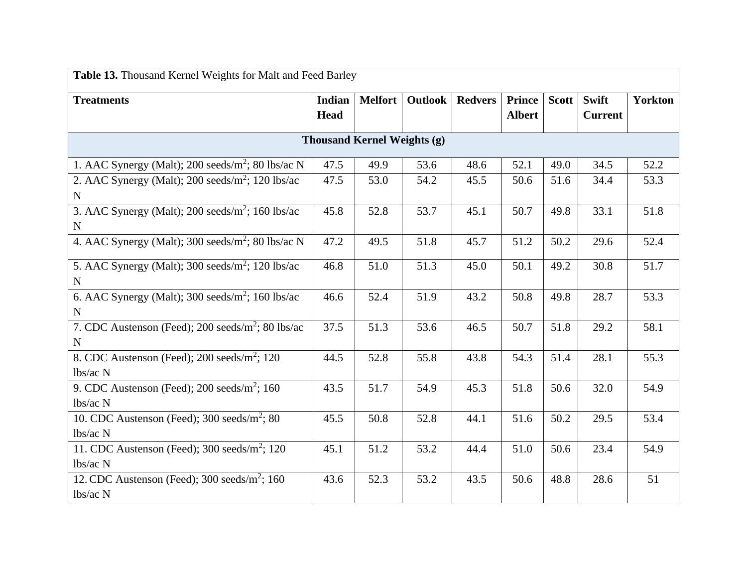**Table 13.** Thousand Kernel Weights for Malt and Feed Barley

| Treatments | Indian Head | Melfort | Outlook | Redvers | Prince Albert | Scott | Swift Current | Yorkton |
|---|---|---|---|---|---|---|---|---|
| **Thousand Kernel Weights (g)** | | | | | | | | |
| 1. AAC Synergy (Malt); 200 seeds/m$^2$; 80 lbs/ac N | 47.5 | 49.9 | 53.6 | 48.6 | 52.1 | 49.0 | 34.5 | 52.2 |
| 2. AAC Synergy (Malt); 200 seeds/m$^2$; 120 lbs/ac N | 47.5 | 53.0 | 54.2 | 45.5 | 50.6 | 51.6 | 34.4 | 53.3 |
| 3. AAC Synergy (Malt); 200 seeds/m$^2$; 160 lbs/ac N | 45.8 | 52.8 | 53.7 | 45.1 | 50.7 | 49.8 | 33.1 | 51.8 |
| 4. AAC Synergy (Malt); 300 seeds/m$^2$; 80 lbs/ac N | 47.2 | 49.5 | 51.8 | 45.7 | 51.2 | 50.2 | 29.6 | 52.4 |
| 5. AAC Synergy (Malt); 300 seeds/m$^2$; 120 lbs/ac N | 46.8 | 51.0 | 51.3 | 45.0 | 50.1 | 49.2 | 30.8 | 51.7 |
| 6. AAC Synergy (Malt); 300 seeds/m$^2$; 160 lbs/ac N | 46.6 | 52.4 | 51.9 | 43.2 | 50.8 | 49.8 | 28.7 | 53.3 |
| 7. CDC Austenson (Feed); 200 seeds/m$^2$; 80 lbs/ac N | 37.5 | 51.3 | 53.6 | 46.5 | 50.7 | 51.8 | 29.2 | 58.1 |
| 8. CDC Austenson (Feed); 200 seeds/m$^2$; 120 lbs/ac N | 44.5 | 52.8 | 55.8 | 43.8 | 54.3 | 51.4 | 28.1 | 55.3 |
| 9. CDC Austenson (Feed); 200 seeds/m$^2$; 160 lbs/ac N | 43.5 | 51.7 | 54.9 | 45.3 | 51.8 | 50.6 | 32.0 | 54.9 |
| 10. CDC Austenson (Feed); 300 seeds/m$^2$; 80 lbs/ac N | 45.5 | 50.8 | 52.8 | 44.1 | 51.6 | 50.2 | 29.5 | 53.4 |
| 11. CDC Austenson (Feed); 300 seeds/m$^2$; 120 lbs/ac N | 45.1 | 51.2 | 53.2 | 44.4 | 51.0 | 50.6 | 23.4 | 54.9 |
| 12. CDC Austenson (Feed); 300 seeds/m$^2$; 160 lbs/ac N | 43.6 | 52.3 | 53.2 | 43.5 | 50.6 | 48.8 | 28.6 | 51 |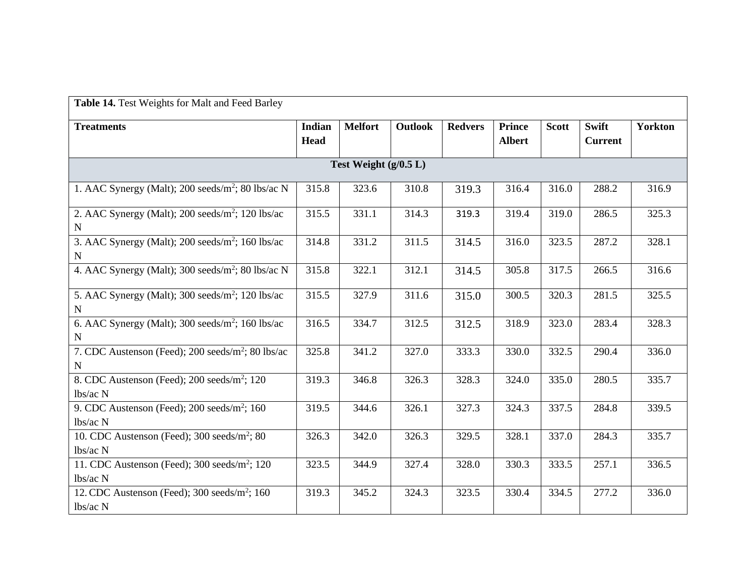| **Table 14.** Test Weights for Malt and Feed Barley | | | | | | | | |
|---|---|---|---|---|---|---|---|---|
| **Treatments** | **Indian Head** | **Melfort** | **Outlook** | **Redvers** | **Prince Albert** | **Scott** | **Swift Current** | **Yorkton** |
| **Test Weight (g/0.5 L)** | | | | | | | | |
| 1. AAC Synergy (Malt); 200 seeds/m$^2$; 80 lbs/ac N | 315.8 | 323.6 | 310.8 | 319.3 | 316.4 | 316.0 | 288.2 | 316.9 |
| 2. AAC Synergy (Malt); 200 seeds/m$^2$; 120 lbs/ac N | 315.5 | 331.1 | 314.3 | 319.3 | 319.4 | 319.0 | 286.5 | 325.3 |
| 3. AAC Synergy (Malt); 200 seeds/m$^2$; 160 lbs/ac N | 314.8 | 331.2 | 311.5 | 314.5 | 316.0 | 323.5 | 287.2 | 328.1 |
| 4. AAC Synergy (Malt); 300 seeds/m$^2$; 80 lbs/ac N | 315.8 | 322.1 | 312.1 | 314.5 | 305.8 | 317.5 | 266.5 | 316.6 |
| 5. AAC Synergy (Malt); 300 seeds/m$^2$; 120 lbs/ac N | 315.5 | 327.9 | 311.6 | 315.0 | 300.5 | 320.3 | 281.5 | 325.5 |
| 6. AAC Synergy (Malt); 300 seeds/m$^2$; 160 lbs/ac N | 316.5 | 334.7 | 312.5 | 312.5 | 318.9 | 323.0 | 283.4 | 328.3 |
| 7. CDC Austenson (Feed); 200 seeds/m$^2$; 80 lbs/ac N | 325.8 | 341.2 | 327.0 | 333.3 | 330.0 | 332.5 | 290.4 | 336.0 |
| 8. CDC Austenson (Feed); 200 seeds/m$^2$; 120 lbs/ac N | 319.3 | 346.8 | 326.3 | 328.3 | 324.0 | 335.0 | 280.5 | 335.7 |
| 9. CDC Austenson (Feed); 200 seeds/m$^2$; 160 lbs/ac N | 319.5 | 344.6 | 326.1 | 327.3 | 324.3 | 337.5 | 284.8 | 339.5 |
| 10. CDC Austenson (Feed); 300 seeds/m$^2$; 80 lbs/ac N | 326.3 | 342.0 | 326.3 | 329.5 | 328.1 | 337.0 | 284.3 | 335.7 |
| 11. CDC Austenson (Feed); 300 seeds/m$^2$; 120 lbs/ac N | 323.5 | 344.9 | 327.4 | 328.0 | 330.3 | 333.5 | 257.1 | 336.5 |
| 12. CDC Austenson (Feed); 300 seeds/m$^2$; 160 lbs/ac N | 319.3 | 345.2 | 324.3 | 323.5 | 330.4 | 334.5 | 277.2 | 336.0 |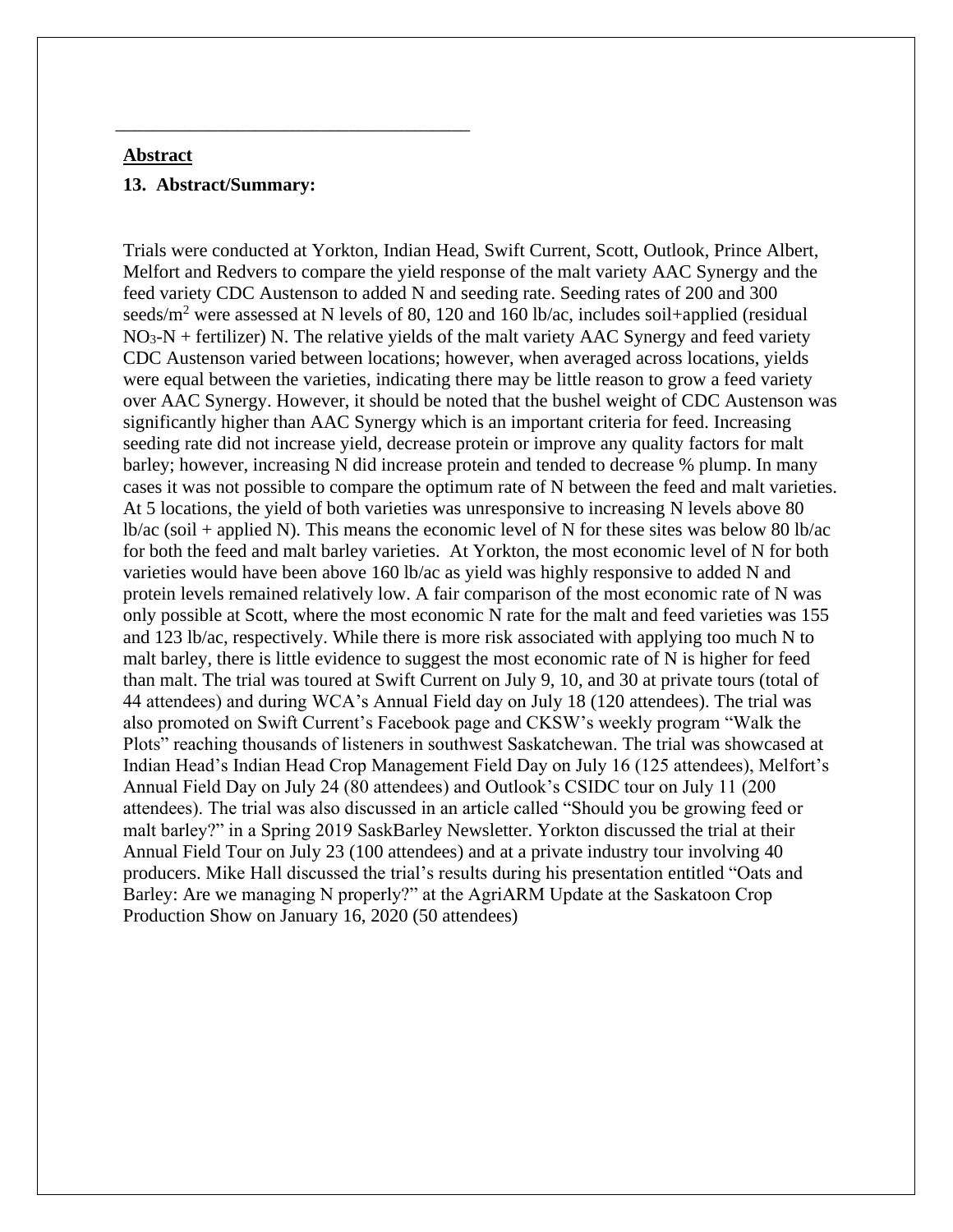## Abstract

### 13. Abstract/Summary:

Trials were conducted at Yorkton, Indian Head, Swift Current, Scott, Outlook, Prince Albert, Melfort and Redvers to compare the yield response of the malt variety AAC Synergy and the feed variety CDC Austenson to added N and seeding rate. Seeding rates of 200 and 300 seeds/m$^2$ were assessed at N levels of 80, 120 and 160 lb/ac, includes soil+applied (residual $NO_3$-N + fertilizer) N. The relative yields of the malt variety AAC Synergy and feed variety CDC Austenson varied between locations; however, when averaged across locations, yields were equal between the varieties, indicating there may be little reason to grow a feed variety over AAC Synergy. However, it should be noted that the bushel weight of CDC Austenson was significantly higher than AAC Synergy which is an important criteria for feed. Increasing seeding rate did not increase yield, decrease protein or improve any quality factors for malt barley; however, increasing N did increase protein and tended to decrease % plump. In many cases it was not possible to compare the optimum rate of N between the feed and malt varieties. At 5 locations, the yield of both varieties was unresponsive to increasing N levels above 80 lb/ac (soil + applied N). This means the economic level of N for these sites was below 80 lb/ac for both the feed and malt barley varieties. At Yorkton, the most economic level of N for both varieties would have been above 160 lb/ac as yield was highly responsive to added N and protein levels remained relatively low. A fair comparison of the most economic rate of N was only possible at Scott, where the most economic N rate for the malt and feed varieties was 155 and 123 lb/ac, respectively. While there is more risk associated with applying too much N to malt barley, there is little evidence to suggest the most economic rate of N is higher for feed than malt. The trial was toured at Swift Current on July 9, 10, and 30 at private tours (total of 44 attendees) and during WCA's Annual Field day on July 18 (120 attendees). The trial was also promoted on Swift Current's Facebook page and CKSW's weekly program "Walk the Plots" reaching thousands of listeners in southwest Saskatchewan. The trial was showcased at Indian Head's Indian Head Crop Management Field Day on July 16 (125 attendees), Melfort's Annual Field Day on July 24 (80 attendees) and Outlook's CSIDC tour on July 11 (200 attendees). The trial was also discussed in an article called "Should you be growing feed or malt barley?" in a Spring 2019 SaskBarley Newsletter. Yorkton discussed the trial at their Annual Field Tour on July 23 (100 attendees) and at a private industry tour involving 40 producers. Mike Hall discussed the trial's results during his presentation entitled "Oats and Barley: Are we managing N properly?" at the AgriARM Update at the Saskatoon Crop Production Show on January 16, 2020 (50 attendees)